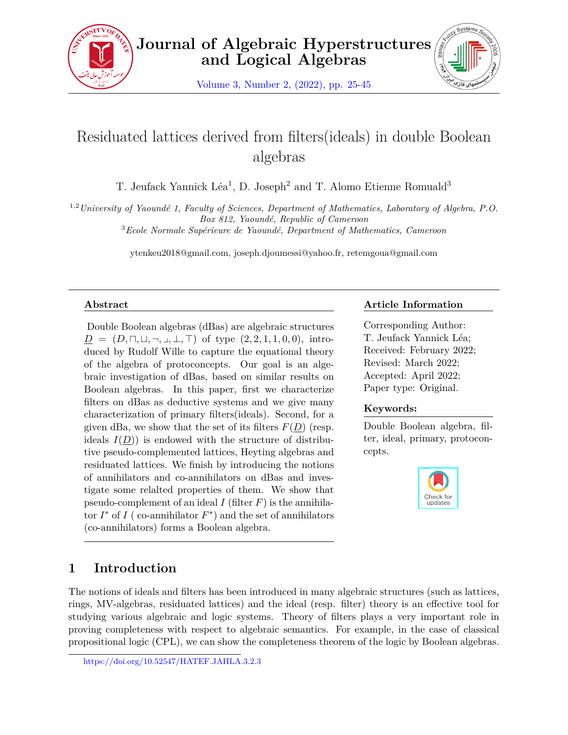# Residuated lattices derived from filters(ideals) in double Boolean algebras

T. Jeufack Yannick Léa[1], D. Joseph[2] and T. Alomo Etienne Romuald[3]

[1,2]*University of Yaoundé 1, Faculty of Sciences, Department of Mathematics, Laboratory of Algebra, P.O. Box 812, Yaoundé, Republic of Cameroon*

[3]*Ecole Normale Supérieure de Yaoundé, Department of Mathematics, Cameroon*

ytenkeu2018@gmail.com, joseph.djoumessi@yahoo.fr, retemgoua@gmail.com

## Abstract

Double Boolean algebras (dBas) are algebraic structures $\underline{D} = (D, \sqcap, \sqcup, \neg, \lrcorner, \bot, \top)$ of type $(2, 2, 1, 1, 0, 0)$, introduced by Rudolf Wille to capture the equational theory of the algebra of protoconcepts. Our goal is an algebraic investigation of dBas, based on similar results on Boolean algebras. In this paper, first we characterize filters on dBas as deductive systems and we give many characterization of primary filters(ideals). Second, for a given dBa, we show that the set of its filters $F(\underline{D})$ (resp. ideals $I(\underline{D})$) is endowed with the structure of distributive pseudo-complemented lattices, Heyting algebras and residuated lattices. We finish by introducing the notions of annihilators and co-annihilators on dBas and investigate some relalted properties of them. We show that pseudo-complement of an ideal $I$ (filter $F$) is the annihilator $I^*$ of $I$ ( co-annihilator $F^*$) and the set of annihilators (co-annihilators) forms a Boolean algebra.

## Article Information

Corresponding Author: T. Jeufack Yannick Léa;
Received: February 2022;
Revised: March 2022;
Accepted: April 2022;
Paper type: Original.

## Keywords:

Double Boolean algebra, filter, ideal, primary, protoconcepts.

## 1 Introduction

The notions of ideals and filters has been introduced in many algebraic structures (such as lattices, rings, MV-algebras, residuated lattices) and the ideal (resp. filter) theory is an effective tool for studying various algebraic and logic systems. Theory of filters plays a very important role in proving completeness with respect to algebraic semantics. For example, in the case of classical propositional logic (CPL), we can show the completeness theorem of the logic by Boolean algebras.

https://doi.org/10.52547/HATEF.JAHLA.3.2.3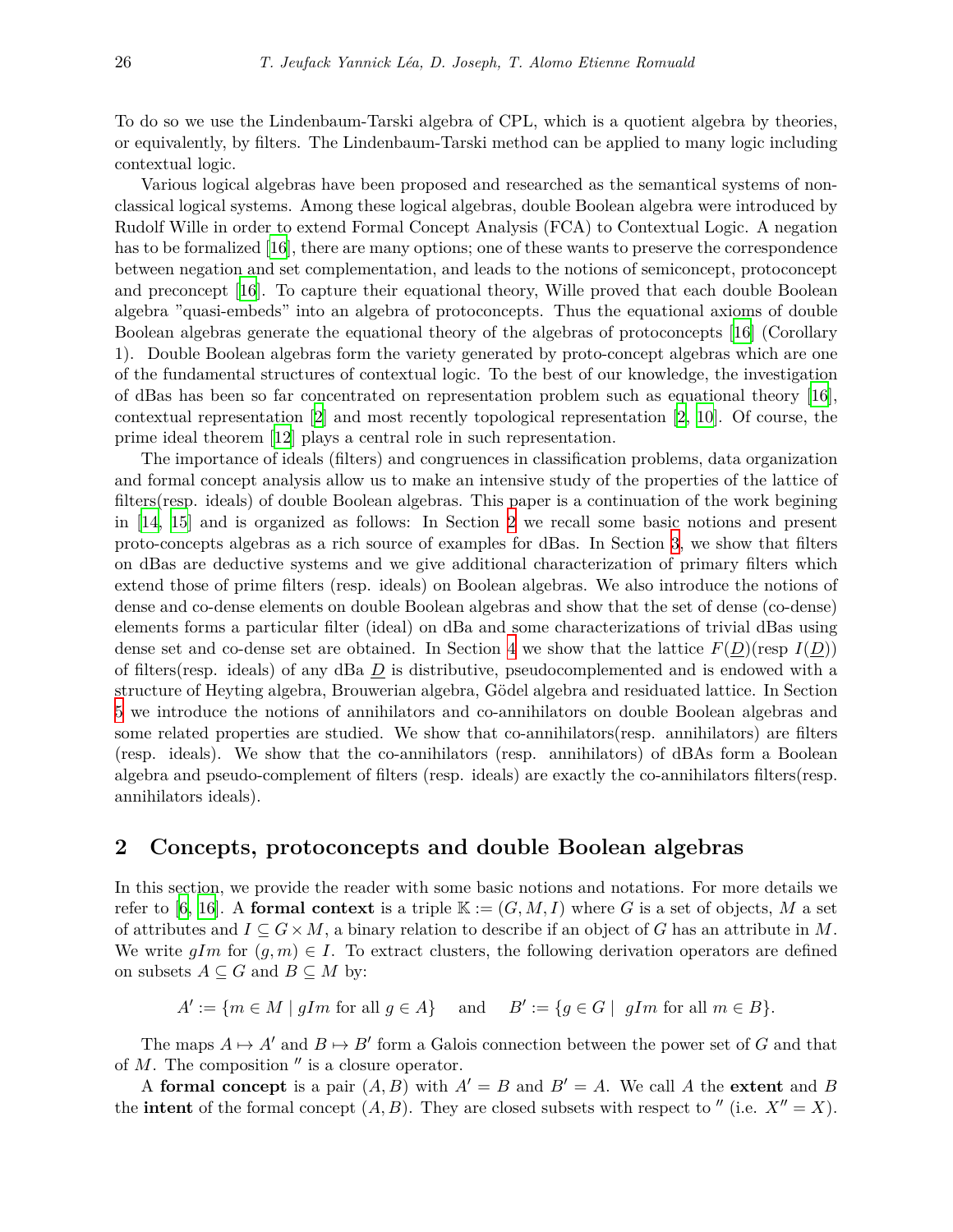To do so we use the Lindenbaum-Tarski algebra of CPL, which is a quotient algebra by theories, or equivalently, by filters. The Lindenbaum-Tarski method can be applied to many logic including contextual logic.

Various logical algebras have been proposed and researched as the semantical systems of non-classical logical systems. Among these logical algebras, double Boolean algebra were introduced by Rudolf Wille in order to extend Formal Concept Analysis (FCA) to Contextual Logic. A negation has to be formalized [16], there are many options; one of these wants to preserve the correspondence between negation and set complementation, and leads to the notions of semiconcept, protoconcept and preconcept [16]. To capture their equational theory, Wille proved that each double Boolean algebra "quasi-embeds" into an algebra of protoconcepts. Thus the equational axioms of double Boolean algebras generate the equational theory of the algebras of protoconcepts [16] (Corollary 1). Double Boolean algebras form the variety generated by proto-concept algebras which are one of the fundamental structures of contextual logic. To the best of our knowledge, the investigation of dBas has been so far concentrated on representation problem such as equational theory [16], contextual representation [2] and most recently topological representation [2, 10]. Of course, the prime ideal theorem [12] plays a central role in such representation.

The importance of ideals (filters) and congruences in classification problems, data organization and formal concept analysis allow us to make an intensive study of the properties of the lattice of filters(resp. ideals) of double Boolean algebras. This paper is a continuation of the work begining in [14, 15] and is organized as follows: In Section 2 we recall some basic notions and present proto-concepts algebras as a rich source of examples for dBas. In Section 3, we show that filters on dBas are deductive systems and we give additional characterization of primary filters which extend those of prime filters (resp. ideals) on Boolean algebras. We also introduce the notions of dense and co-dense elements on double Boolean algebras and show that the set of dense (co-dense) elements forms a particular filter (ideal) on dBa and some characterizations of trivial dBas using dense set and co-dense set are obtained. In Section 4 we show that the lattice $F(\underline{D})$(resp $I(\underline{D})$) of filters(resp. ideals) of any dBa $\underline{D}$ is distributive, pseudocomplemented and is endowed with a structure of Heyting algebra, Brouwerian algebra, Gödel algebra and residuated lattice. In Section 5 we introduce the notions of annihilators and co-annihilators on double Boolean algebras and some related properties are studied. We show that co-annihilators(resp. annihilators) are filters (resp. ideals). We show that the co-annihilators (resp. annihilators) of dBAs form a Boolean algebra and pseudo-complement of filters (resp. ideals) are exactly the co-annihilators filters(resp. annihilators ideals).

## 2 Concepts, protoconcepts and double Boolean algebras

In this section, we provide the reader with some basic notions and notations. For more details we refer to [6, 16]. A **formal context** is a triple $\mathbb{K} := (G, M, I)$ where $G$ is a set of objects, $M$ a set of attributes and $I \subseteq G \times M$, a binary relation to describe if an object of $G$ has an attribute in $M$. We write $gIm$ for $(g, m) \in I$. To extract clusters, the following derivation operators are defined on subsets $A \subseteq G$ and $B \subseteq M$ by:

$$A' := \{m \in M \mid gIm \text{ for all } g \in A\} \quad \text{and} \quad B' := \{g \in G \mid \ gIm \text{ for all } m \in B\}.$$

The maps $A \mapsto A'$ and $B \mapsto B'$ form a Galois connection between the power set of $G$ and that of $M$. The composition $''$ is a closure operator.

A **formal concept** is a pair $(A, B)$ with $A' = B$ and $B' = A$. We call $A$ the **extent** and $B$ the **intent** of the formal concept $(A, B)$. They are closed subsets with respect to $''$ (i.e. $X'' = X$).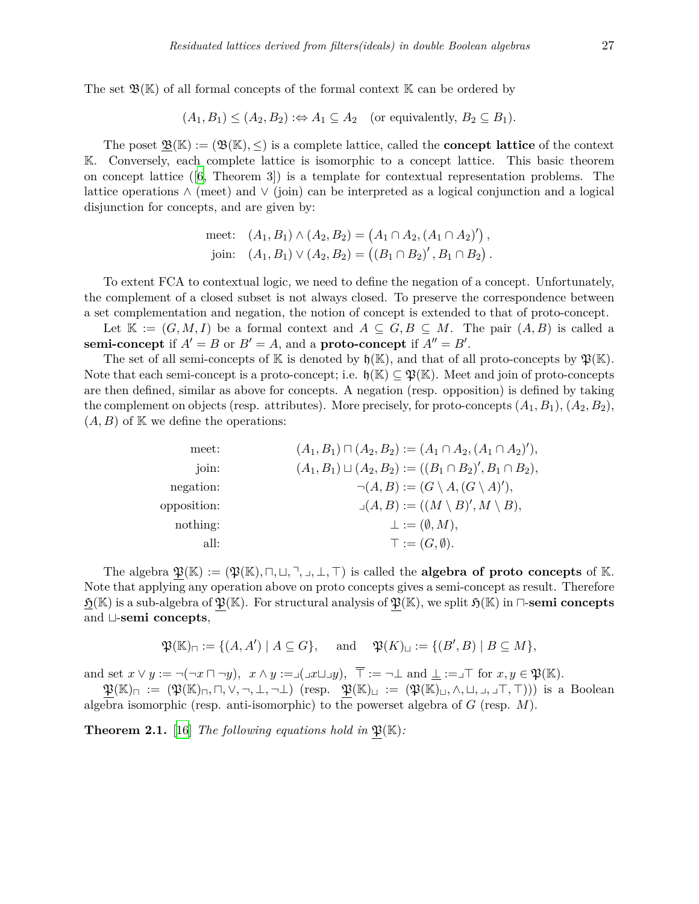The set $\mathfrak{B}(\mathbb{K})$ of all formal concepts of the formal context $\mathbb{K}$ can be ordered by

$$(A_1, B_1) \leq (A_2, B_2) :\Leftrightarrow A_1 \subseteq A_2 \quad \text{(or equivalently, } B_2 \subseteq B_1\text{)}.$$

The poset $\underline{\mathfrak{B}}(\mathbb{K}) := (\mathfrak{B}(\mathbb{K}), \leq)$ is a complete lattice, called the **concept lattice** of the context $\mathbb{K}$. Conversely, each complete lattice is isomorphic to a concept lattice. This basic theorem on concept lattice ([6, Theorem 3]) is a template for contextual representation problems. The lattice operations $\wedge$ (meet) and $\vee$ (join) can be interpreted as a logical conjunction and a logical disjunction for concepts, and are given by:

$$\begin{aligned} \text{meet:} \quad & (A_1, B_1) \wedge (A_2, B_2) = \left(A_1 \cap A_2, (A_1 \cap A_2)'\right), \\ \text{join:} \quad & (A_1, B_1) \vee (A_2, B_2) = \left((B_1 \cap B_2)', B_1 \cap B_2\right). \end{aligned}$$

To extent FCA to contextual logic, we need to define the negation of a concept. Unfortunately, the complement of a closed subset is not always closed. To preserve the correspondence between a set complementation and negation, the notion of concept is extended to that of proto-concept.

Let $\mathbb{K} := (G, M, I)$ be a formal context and $A \subseteq G, B \subseteq M$. The pair $(A, B)$ is called a **semi-concept** if $A' = B$ or $B' = A$, and a **proto-concept** if $A'' = B'$.

The set of all semi-concepts of $\mathbb{K}$ is denoted by $\mathfrak{h}(\mathbb{K})$, and that of all proto-concepts by $\mathfrak{P}(\mathbb{K})$. Note that each semi-concept is a proto-concept; i.e. $\mathfrak{h}(\mathbb{K}) \subseteq \mathfrak{P}(\mathbb{K})$. Meet and join of proto-concepts are then defined, similar as above for concepts. A negation (resp. opposition) is defined by taking the complement on objects (resp. attributes). More precisely, for proto-concepts $(A_1, B_1)$, $(A_2, B_2)$, $(A, B)$ of $\mathbb{K}$ we define the operations:

$$\begin{aligned} \text{meet:} \quad & (A_1, B_1) \sqcap (A_2, B_2) := (A_1 \cap A_2, (A_1 \cap A_2)'), \\ \text{join:} \quad & (A_1, B_1) \sqcup (A_2, B_2) := ((B_1 \cap B_2)', B_1 \cap B_2), \\ \text{negation:} \quad & \neg(A, B) := (G \setminus A, (G \setminus A)'), \\ \text{opposition:} \quad & \lrcorner(A, B) := ((M \setminus B)', M \setminus B), \\ \text{nothing:} \quad & \bot := (\emptyset, M), \\ \text{all:} \quad & \top := (G, \emptyset). \end{aligned}$$

The algebra $\underline{\mathfrak{P}}(\mathbb{K}) := (\mathfrak{P}(\mathbb{K}), \sqcap, \sqcup, \neg, \lrcorner, \bot, \top)$ is called the **algebra of proto concepts** of $\mathbb{K}$. Note that applying any operation above on proto concepts gives a semi-concept as result. Therefore $\underline{\mathfrak{H}}(\mathbb{K})$ is a sub-algebra of $\underline{\mathfrak{P}}(\mathbb{K})$. For structural analysis of $\underline{\mathfrak{P}}(\mathbb{K})$, we split $\mathfrak{H}(\mathbb{K})$ in $\sqcap$-**semi concepts** and $\sqcup$-**semi concepts**,

$$\mathfrak{P}(\mathbb{K})_\sqcap := \{(A, A') \mid A \subseteq G\}, \quad \text{and} \quad \mathfrak{P}(K)_\sqcup := \{(B', B) \mid B \subseteq M\},$$

and set $x \vee y := \neg(\neg x \sqcap \neg y)$, $x \wedge y := \lrcorner(\lrcorner x \sqcup \lrcorner y)$, $\overline{\top} := \neg\bot$ and $\underline{\bot} := \lrcorner\top$ for $x, y \in \mathfrak{P}(\mathbb{K})$.

$\underline{\mathfrak{P}}(\mathbb{K})_\sqcap := (\mathfrak{P}(\mathbb{K})_\sqcap, \sqcap, \vee, \neg, \bot, \neg\bot)$ (resp. $\underline{\mathfrak{P}}(\mathbb{K})_\sqcup := (\mathfrak{P}(\mathbb{K})_\sqcup, \wedge, \sqcup, \lrcorner, \lrcorner\top, \top)$)) is a Boolean algebra isomorphic (resp. anti-isomorphic) to the powerset algebra of $G$ (resp. $M$).

**Theorem 2.1.** [16] *The following equations hold in* $\underline{\mathfrak{P}}(\mathbb{K})$*:*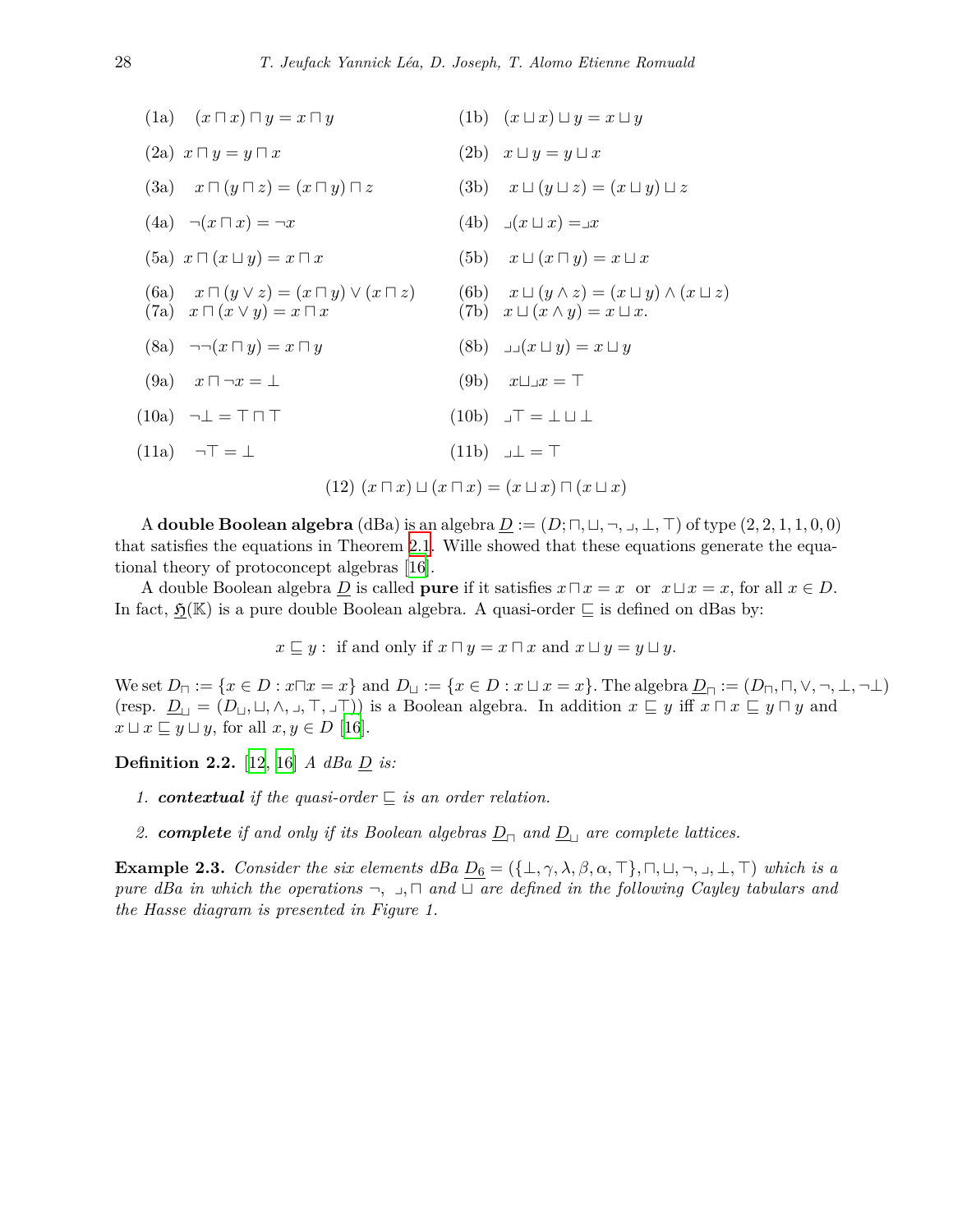(1a) $(x \sqcap x) \sqcap y = x \sqcap y$ (1b) $(x \sqcup x) \sqcup y = x \sqcup y$

(2a) $x \sqcap y = y \sqcap x$ (2b) $x \sqcup y = y \sqcup x$

(3a) $x \sqcap (y \sqcap z) = (x \sqcap y) \sqcap z$ (3b) $x \sqcup (y \sqcup z) = (x \sqcup y) \sqcup z$

(4a) $\neg(x \sqcap x) = \neg x$ (4b) $\lrcorner(x \sqcup x) = \lrcorner x$

(5a) $x \sqcap (x \sqcup y) = x \sqcap x$ (5b) $x \sqcup (x \sqcap y) = x \sqcup x$

(6a) $x \sqcap (y \vee z) = (x \sqcap y) \vee (x \sqcap z)$ (6b) $x \sqcup (y \wedge z) = (x \sqcup y) \wedge (x \sqcup z)$

(7a) $x \sqcap (x \vee y) = x \sqcap x$ (7b) $x \sqcup (x \wedge y) = x \sqcup x$.

(8a) $\neg\neg(x \sqcap y) = x \sqcap y$ (8b) $\lrcorner\lrcorner(x \sqcup y) = x \sqcup y$

(9a) $x \sqcap \neg x = \bot$ (9b) $x \sqcup \lrcorner x = \top$

(10a) $\neg\bot = \top \sqcap \top$ (10b) $\lrcorner\top = \bot \sqcup \bot$

(11a) $\neg\top = \bot$ (11b) $\lrcorner\bot = \top$

(12) $(x \sqcap x) \sqcup (x \sqcap x) = (x \sqcup x) \sqcap (x \sqcup x)$

A **double Boolean algebra** (dBa) is an algebra $\underline{D} := (D; \sqcap, \sqcup, \neg, \lrcorner, \bot, \top)$ of type $(2, 2, 1, 1, 0, 0)$ that satisfies the equations in Theorem 2.1. Wille showed that these equations generate the equational theory of protoconcept algebras [16].

A double Boolean algebra $\underline{D}$ is called **pure** if it satisfies $x \sqcap x = x$ or $x \sqcup x = x$, for all $x \in D$. In fact, $\underline{\mathfrak{H}}(\mathbb{K})$ is a pure double Boolean algebra. A quasi-order $\sqsubseteq$ is defined on dBas by:

$$x \sqsubseteq y : \text{ if and only if } x \sqcap y = x \sqcap x \text{ and } x \sqcup y = y \sqcup y.$$

We set $D_\sqcap := \{x \in D : x \sqcap x = x\}$ and $D_\sqcup := \{x \in D : x \sqcup x = x\}$. The algebra $\underline{D}_\sqcap := (D_\sqcap, \sqcap, \vee, \neg, \bot, \neg\bot)$ (resp. $\underline{D}_\sqcup = (D_\sqcup, \sqcup, \wedge, \lrcorner, \top, \lrcorner\top)$) is a Boolean algebra. In addition $x \sqsubseteq y$ iff $x \sqcap x \sqsubseteq y \sqcap y$ and $x \sqcup x \sqsubseteq y \sqcup y$, for all $x, y \in D$ [16].

**Definition 2.2.** [12, 16] *A dBa $\underline{D}$ is:*

1. ***contextual*** *if the quasi-order $\sqsubseteq$ is an order relation.*
2. ***complete*** *if and only if its Boolean algebras $\underline{D}_\sqcap$ and $\underline{D}_\sqcup$ are complete lattices.*

**Example 2.3.** *Consider the six elements dBa $\underline{D_6} = (\{\bot, \gamma, \lambda, \beta, \alpha, \top\}, \sqcap, \sqcup, \neg, \lrcorner, \bot, \top)$ which is a pure dBa in which the operations $\neg$, $\lrcorner, \sqcap$ and $\sqcup$ are defined in the following Cayley tabulars and the Hasse diagram is presented in Figure 1.*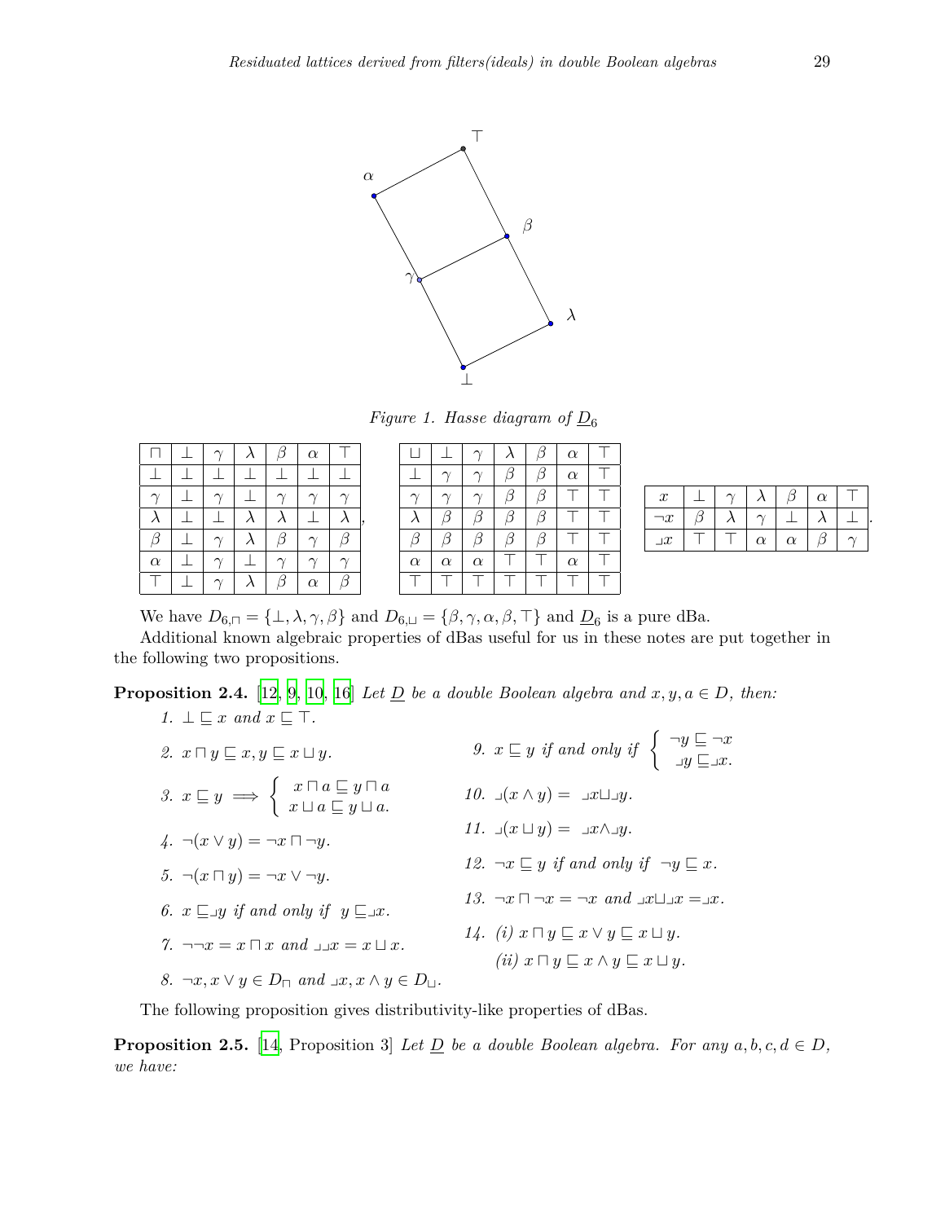Figure 1. Hasse diagram of $\underline{D}_6$

| $\sqcap$ | $\bot$ | $\gamma$ | $\lambda$ | $\beta$ | $\alpha$ | $\top$ |
|---|---|---|---|---|---|---|
| $\bot$ | $\bot$ | $\bot$ | $\bot$ | $\bot$ | $\bot$ | $\bot$ |
| $\gamma$ | $\bot$ | $\gamma$ | $\bot$ | $\gamma$ | $\gamma$ | $\gamma$ |
| $\lambda$ | $\bot$ | $\bot$ | $\lambda$ | $\lambda$ | $\bot$ | $\lambda$ |
| $\beta$ | $\bot$ | $\gamma$ | $\lambda$ | $\beta$ | $\gamma$ | $\beta$ |
| $\alpha$ | $\bot$ | $\gamma$ | $\bot$ | $\gamma$ | $\gamma$ | $\gamma$ |
| $\top$ | $\bot$ | $\gamma$ | $\lambda$ | $\beta$ | $\alpha$ | $\beta$ |

| $\sqcup$ | $\bot$ | $\gamma$ | $\lambda$ | $\beta$ | $\alpha$ | $\top$ |
|---|---|---|---|---|---|---|
| $\bot$ | $\gamma$ | $\gamma$ | $\beta$ | $\beta$ | $\alpha$ | $\top$ |
| $\gamma$ | $\gamma$ | $\gamma$ | $\beta$ | $\beta$ | $\top$ | $\top$ |
| $\lambda$ | $\beta$ | $\beta$ | $\beta$ | $\beta$ | $\top$ | $\top$ |
| $\beta$ | $\beta$ | $\beta$ | $\beta$ | $\beta$ | $\top$ | $\top$ |
| $\alpha$ | $\alpha$ | $\alpha$ | $\top$ | $\top$ | $\alpha$ | $\top$ |
| $\top$ | $\top$ | $\top$ | $\top$ | $\top$ | $\top$ | $\top$ |

| $x$ | $\bot$ | $\gamma$ | $\lambda$ | $\beta$ | $\alpha$ | $\top$ |
|---|---|---|---|---|---|---|
| $\neg x$ | $\beta$ | $\lambda$ | $\gamma$ | $\bot$ | $\lambda$ | $\bot$ |
| $\lrcorner x$ | $\top$ | $\top$ | $\alpha$ | $\alpha$ | $\beta$ | $\gamma$ |

We have $D_{6,\sqcap} = \{\bot, \lambda, \gamma, \beta\}$ and $D_{6,\sqcup} = \{\beta, \gamma, \alpha, \beta, \top\}$ and $\underline{D}_6$ is a pure dBa.

Additional known algebraic properties of dBas useful for us in these notes are put together in the following two propositions.

**Proposition 2.4.** [12, 9, 10, 16] *Let $\underline{D}$ be a double Boolean algebra and $x, y, a \in D$, then:*

1. $\bot \sqsubseteq x$ and $x \sqsubseteq \top$.
2. $x \sqcap y \sqsubseteq x, y \sqsubseteq x \sqcup y$.
3. $x \sqsubseteq y \implies \begin{cases} x \sqcap a \sqsubseteq y \sqcap a \\ x \sqcup a \sqsubseteq y \sqcup a. \end{cases}$
4. $\neg(x \vee y) = \neg x \sqcap \neg y$.
5. $\neg(x \sqcap y) = \neg x \vee \neg y$.
6. $x \sqsubseteq \lrcorner y$ if and only if $y \sqsubseteq \lrcorner x$.
7. $\neg\neg x = x \sqcap x$ and $\lrcorner\lrcorner x = x \sqcup x$.
8. $\neg x, x \vee y \in D_\sqcap$ and $\lrcorner x, x \wedge y \in D_\sqcup$.
9. $x \sqsubseteq y$ if and only if $\begin{cases} \neg y \sqsubseteq \neg x \\ \lrcorner y \sqsubseteq \lrcorner x. \end{cases}$
10. $\lrcorner(x \wedge y) = \lrcorner x \sqcup \lrcorner y$.
11. $\lrcorner(x \sqcup y) = \lrcorner x \wedge \lrcorner y$.
12. $\neg x \sqsubseteq y$ if and only if $\neg y \sqsubseteq x$.
13. $\neg x \sqcap \neg x = \neg x$ and $\lrcorner x \sqcup \lrcorner x = \lrcorner x$.
14. (i) $x \sqcap y \sqsubseteq x \vee y \sqsubseteq x \sqcup y$.
    (ii) $x \sqcap y \sqsubseteq x \wedge y \sqsubseteq x \sqcup y$.

The following proposition gives distributivity-like properties of dBas.

**Proposition 2.5.** [14, Proposition 3] *Let $\underline{D}$ be a double Boolean algebra. For any $a, b, c, d \in D$, we have:*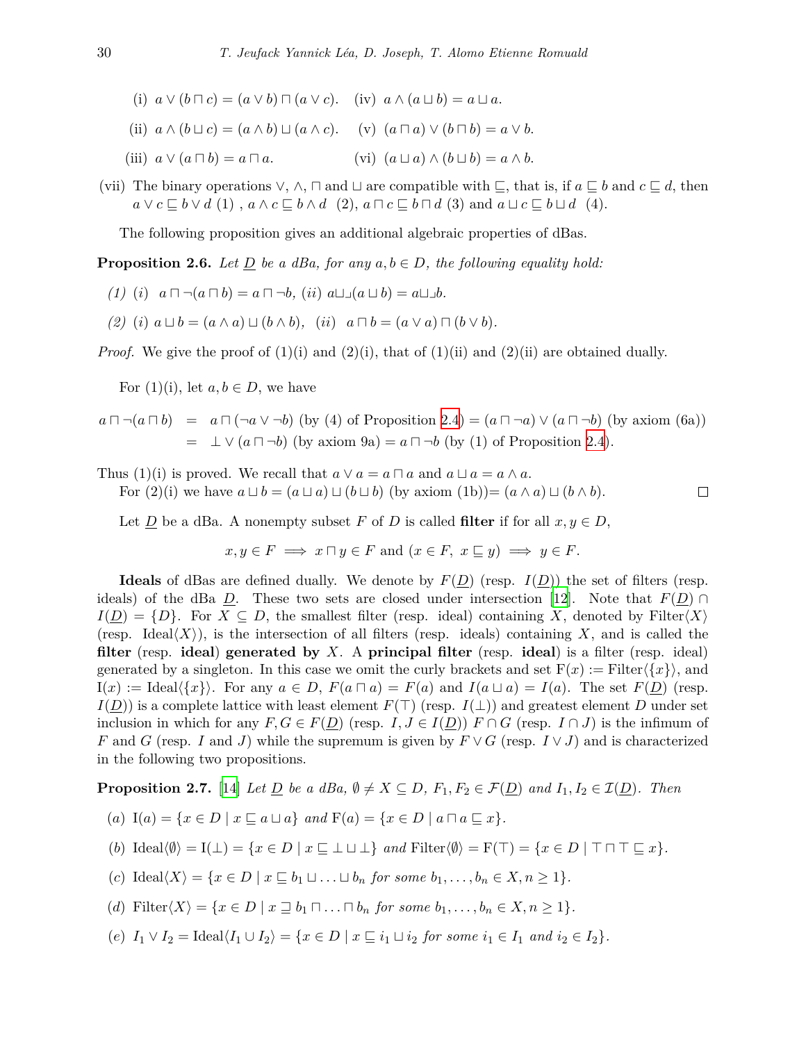(i) $a \vee (b \sqcap c) = (a \vee b) \sqcap (a \vee c)$. (iv) $a \wedge (a \sqcup b) = a \sqcup a$.

(ii) $a \wedge (b \sqcup c) = (a \wedge b) \sqcup (a \wedge c)$. (v) $(a \sqcap a) \vee (b \sqcap b) = a \vee b$.

(iii) $a \vee (a \sqcap b) = a \sqcap a$. (vi) $(a \sqcup a) \wedge (b \sqcup b) = a \wedge b$.

(vii) The binary operations $\vee$, $\wedge$, $\sqcap$ and $\sqcup$ are compatible with $\sqsubseteq$, that is, if $a \sqsubseteq b$ and $c \sqsubseteq d$, then $a \vee c \sqsubseteq b \vee d$ (1) , $a \wedge c \sqsubseteq b \wedge d$ (2), $a \sqcap c \sqsubseteq b \sqcap d$ (3) and $a \sqcup c \sqsubseteq b \sqcup d$ (4).

The following proposition gives an additional algebraic properties of dBas.

**Proposition 2.6.** *Let $\underline{D}$ be a dBa, for any $a, b \in D$, the following equality hold:*

*(1) (i)* $a \sqcap \neg(a \sqcap b) = a \sqcap \neg b$, *(ii)* $a \sqcup \lrcorner(a \sqcup b) = a \sqcup \lrcorner b$.

*(2) (i)* $a \sqcup b = (a \wedge a) \sqcup (b \wedge b)$, *(ii)* $a \sqcap b = (a \vee a) \sqcap (b \vee b)$.

*Proof.* We give the proof of (1)(i) and (2)(i), that of (1)(ii) and (2)(ii) are obtained dually.

For (1)(i), let $a, b \in D$, we have

$$\begin{aligned} a \sqcap \neg(a \sqcap b) &= a \sqcap (\neg a \vee \neg b) \text{ (by (4) of Proposition 2.4)} = (a \sqcap \neg a) \vee (a \sqcap \neg b) \text{ (by axiom (6a))} \\ &= \bot \vee (a \sqcap \neg b) \text{ (by axiom 9a)} = a \sqcap \neg b \text{ (by (1) of Proposition 2.4).} \end{aligned}$$

Thus (1)(i) is proved. We recall that $a \vee a = a \sqcap a$ and $a \sqcup a = a \wedge a$.

For (2)(i) we have $a \sqcup b = (a \sqcup a) \sqcup (b \sqcup b)$ (by axiom (1b))$= (a \wedge a) \sqcup (b \wedge b)$. □

Let $\underline{D}$ be a dBa. A nonempty subset $F$ of $D$ is called **filter** if for all $x, y \in D$,

$$x, y \in F \implies x \sqcap y \in F \text{ and } (x \in F,\ x \sqsubseteq y) \implies y \in F.$$

**Ideals** of dBas are defined dually. We denote by $F(\underline{D})$ (resp. $I(\underline{D})$) the set of filters (resp. ideals) of the dBa $\underline{D}$. These two sets are closed under intersection [12]. Note that $F(\underline{D}) \cap I(\underline{D}) = \{D\}$. For $X \subseteq D$, the smallest filter (resp. ideal) containing $X$, denoted by $\mathrm{Filter}\langle X\rangle$ (resp. $\mathrm{Ideal}\langle X\rangle$), is the intersection of all filters (resp. ideals) containing $X$, and is called the **filter** (resp. **ideal**) **generated by** $X$. A **principal filter** (resp. **ideal**) is a filter (resp. ideal) generated by a singleton. In this case we omit the curly brackets and set $\mathrm{F}(x) := \mathrm{Filter}\langle\{x\}\rangle$, and $\mathrm{I}(x) := \mathrm{Ideal}\langle\{x\}\rangle$. For any $a \in D$, $F(a \sqcap a) = F(a)$ and $I(a \sqcup a) = I(a)$. The set $F(\underline{D})$ (resp. $I(\underline{D})$) is a complete lattice with least element $F(\top)$ (resp. $I(\bot)$) and greatest element $D$ under set inclusion in which for any $F, G \in F(\underline{D})$ (resp. $I, J \in I(\underline{D})$) $F \cap G$ (resp. $I \cap J$) is the infimum of $F$ and $G$ (resp. $I$ and $J$) while the supremum is given by $F \vee G$ (resp. $I \vee J$) and is characterized in the following two propositions.

**Proposition 2.7.** [14] *Let $\underline{D}$ be a dBa, $\emptyset \neq X \subseteq D$, $F_1, F_2 \in \mathcal{F}(\underline{D})$ and $I_1, I_2 \in \mathcal{I}(\underline{D})$. Then*

*(a)* $\mathrm{I}(a) = \{x \in D \mid x \sqsubseteq a \sqcup a\}$ *and* $\mathrm{F}(a) = \{x \in D \mid a \sqcap a \sqsubseteq x\}$.

*(b)* $\mathrm{Ideal}\langle\emptyset\rangle = \mathrm{I}(\bot) = \{x \in D \mid x \sqsubseteq \bot \sqcup \bot\}$ *and* $\mathrm{Filter}\langle\emptyset\rangle = \mathrm{F}(\top) = \{x \in D \mid \top \sqcap \top \sqsubseteq x\}$.

*(c)* $\mathrm{Ideal}\langle X\rangle = \{x \in D \mid x \sqsubseteq b_1 \sqcup \ldots \sqcup b_n$ *for some* $b_1, \ldots, b_n \in X, n \geq 1\}$.

*(d)* $\mathrm{Filter}\langle X\rangle = \{x \in D \mid x \sqsupseteq b_1 \sqcap \ldots \sqcap b_n$ *for some* $b_1, \ldots, b_n \in X, n \geq 1\}$.

*(e)* $I_1 \vee I_2 = \mathrm{Ideal}\langle I_1 \cup I_2\rangle = \{x \in D \mid x \sqsubseteq i_1 \sqcup i_2$ *for some* $i_1 \in I_1$ *and* $i_2 \in I_2\}$.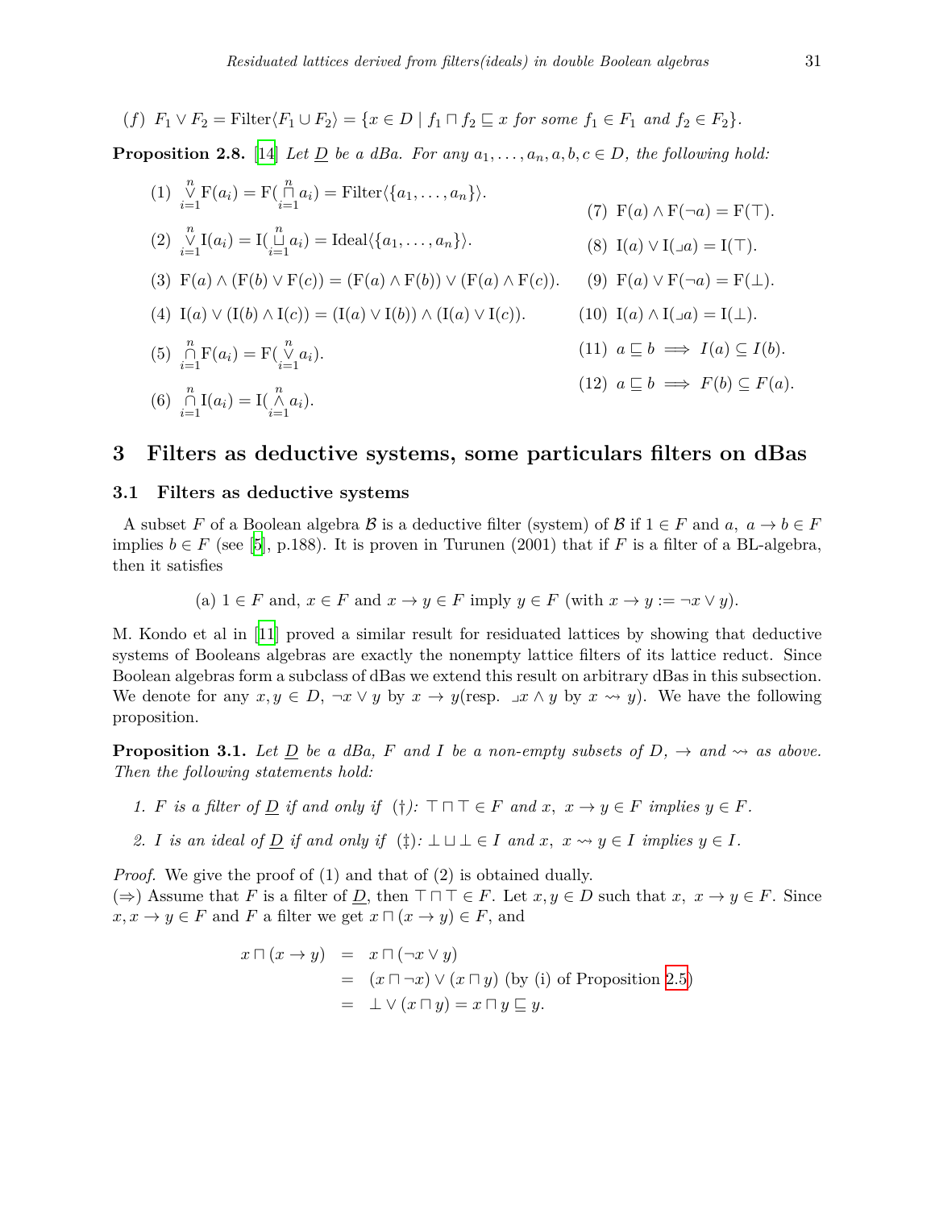(f) $F_1 \vee F_2 = \mathrm{Filter}\langle F_1 \cup F_2 \rangle = \{x \in D \mid f_1 \sqcap f_2 \sqsubseteq x$ *for some* $f_1 \in F_1$ *and* $f_2 \in F_2\}$.

**Proposition 2.8.** [14] *Let* $\underline{D}$ *be a dBa. For any* $a_1, \ldots, a_n, a, b, c \in D$, *the following hold:*

(1) $\bigvee_{i=1}^{n} \mathrm{F}(a_i) = \mathrm{F}(\bigsqcap_{i=1}^{n} a_i) = \mathrm{Filter}\langle\{a_1, \ldots, a_n\}\rangle$.

(2) $\bigvee_{i=1}^{n} \mathrm{I}(a_i) = \mathrm{I}(\bigsqcup_{i=1}^{n} a_i) = \mathrm{Ideal}\langle\{a_1, \ldots, a_n\}\rangle$.

(3) $\mathrm{F}(a) \wedge (\mathrm{F}(b) \vee \mathrm{F}(c)) = (\mathrm{F}(a) \wedge \mathrm{F}(b)) \vee (\mathrm{F}(a) \wedge \mathrm{F}(c))$.

(4) $\mathrm{I}(a) \vee (\mathrm{I}(b) \wedge \mathrm{I}(c)) = (\mathrm{I}(a) \vee \mathrm{I}(b)) \wedge (\mathrm{I}(a) \vee \mathrm{I}(c))$.

(5) $\bigcap_{i=1}^{n} \mathrm{F}(a_i) = \mathrm{F}(\bigvee_{i=1}^{n} a_i)$.

(6) $\bigcap_{i=1}^{n} \mathrm{I}(a_i) = \mathrm{I}(\bigwedge_{i=1}^{n} a_i)$.

(7) $\mathrm{F}(a) \wedge \mathrm{F}(\neg a) = \mathrm{F}(\top)$.

(8) $\mathrm{I}(a) \vee \mathrm{I}(\lrcorner a) = \mathrm{I}(\top)$.

(9) $\mathrm{F}(a) \vee \mathrm{F}(\neg a) = \mathrm{F}(\bot)$.

(10) $\mathrm{I}(a) \wedge \mathrm{I}(\lrcorner a) = \mathrm{I}(\bot)$.

(11) $a \sqsubseteq b \implies I(a) \subseteq I(b)$.

(12) $a \sqsubseteq b \implies F(b) \subseteq F(a)$.

# 3 Filters as deductive systems, some particulars filters on dBas

## 3.1 Filters as deductive systems

A subset $F$ of a Boolean algebra $\mathcal{B}$ is a deductive filter (system) of $\mathcal{B}$ if $1 \in F$ and $a,\ a \to b \in F$ implies $b \in F$ (see [5], p.188). It is proven in Turunen (2001) that if $F$ is a filter of a BL-algebra, then it satisfies

(a) $1 \in F$ and, $x \in F$ and $x \to y \in F$ imply $y \in F$ (with $x \to y := \neg x \vee y$).

M. Kondo et al in [11] proved a similar result for residuated lattices by showing that deductive systems of Booleans algebras are exactly the nonempty lattice filters of its lattice reduct. Since Boolean algebras form a subclass of dBas we extend this result on arbitrary dBas in this subsection. We denote for any $x, y \in D$, $\neg x \vee y$ by $x \to y$(resp. $\lrcorner x \wedge y$ by $x \rightsquigarrow y$). We have the following proposition.

**Proposition 3.1.** *Let* $\underline{D}$ *be a dBa,* $F$ *and* $I$ *be a non-empty subsets of* $D$, $\to$ *and* $\rightsquigarrow$ *as above. Then the following statements hold:*

1. *$F$ is a filter of $\underline{D}$ if and only if* (†): $\top \sqcap \top \in F$ *and* $x,\ x \to y \in F$ *implies* $y \in F$.
2. *$I$ is an ideal of $\underline{D}$ if and only if* (‡): $\bot \sqcup \bot \in I$ *and* $x,\ x \rightsquigarrow y \in I$ *implies* $y \in I$.

*Proof.* We give the proof of (1) and that of (2) is obtained dually.
(⇒) Assume that $F$ is a filter of $\underline{D}$, then $\top \sqcap \top \in F$. Let $x, y \in D$ such that $x,\ x \to y \in F$. Since $x, x \to y \in F$ and $F$ a filter we get $x \sqcap (x \to y) \in F$, and

$$\begin{aligned} x \sqcap (x \to y) &= x \sqcap (\neg x \vee y) \\ &= (x \sqcap \neg x) \vee (x \sqcap y) \text{ (by (i) of Proposition 2.5)} \\ &= \bot \vee (x \sqcap y) = x \sqcap y \sqsubseteq y. \end{aligned}$$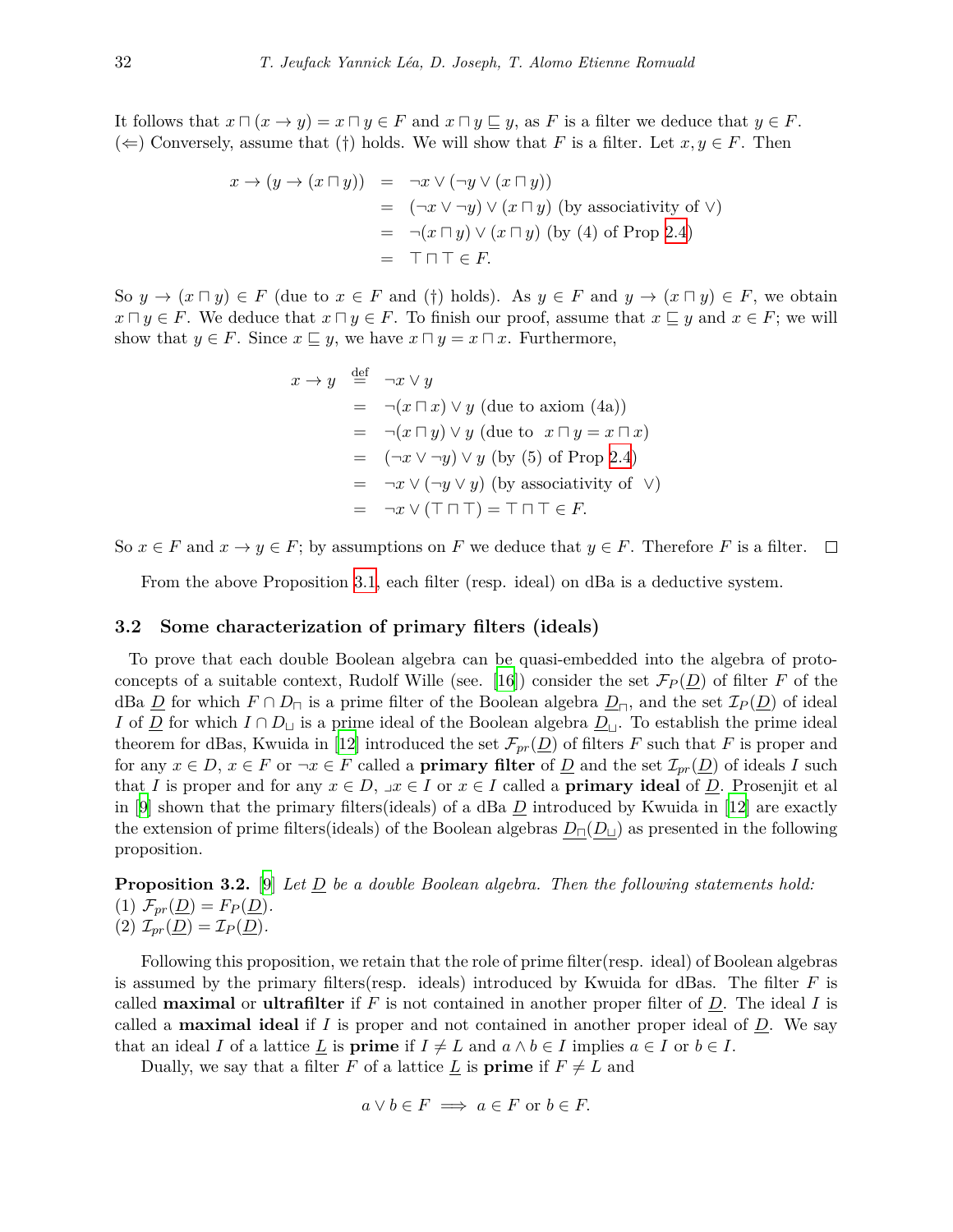It follows that $x \sqcap (x \to y) = x \sqcap y \in F$ and $x \sqcap y \sqsubseteq y$, as $F$ is a filter we deduce that $y \in F$.
$(\Leftarrow)$ Conversely, assume that (†) holds. We will show that $F$ is a filter. Let $x, y \in F$. Then

$$
\begin{aligned}
x \to (y \to (x \sqcap y)) &= \neg x \vee (\neg y \vee (x \sqcap y)) \\
&= (\neg x \vee \neg y) \vee (x \sqcap y) \text{ (by associativity of } \vee) \\
&= \neg(x \sqcap y) \vee (x \sqcap y) \text{ (by (4) of Prop 2.4)} \\
&= \top \sqcap \top \in F.
\end{aligned}
$$

So $y \to (x \sqcap y) \in F$ (due to $x \in F$ and (†) holds). As $y \in F$ and $y \to (x \sqcap y) \in F$, we obtain $x \sqcap y \in F$. We deduce that $x \sqcap y \in F$. To finish our proof, assume that $x \sqsubseteq y$ and $x \in F$; we will show that $y \in F$. Since $x \sqsubseteq y$, we have $x \sqcap y = x \sqcap x$. Furthermore,

$$
\begin{aligned}
x \to y &\stackrel{\text{def}}{=} \neg x \vee y \\
&= \neg(x \sqcap x) \vee y \text{ (due to axiom (4a))} \\
&= \neg(x \sqcap y) \vee y \text{ (due to } x \sqcap y = x \sqcap x) \\
&= (\neg x \vee \neg y) \vee y \text{ (by (5) of Prop 2.4)} \\
&= \neg x \vee (\neg y \vee y) \text{ (by associativity of } \vee) \\
&= \neg x \vee (\top \sqcap \top) = \top \sqcap \top \in F.
\end{aligned}
$$

So $x \in F$ and $x \to y \in F$; by assumptions on $F$ we deduce that $y \in F$. Therefore $F$ is a filter. □

From the above Proposition 3.1, each filter (resp. ideal) on dBa is a deductive system.

### 3.2 Some characterization of primary filters (ideals)

To prove that each double Boolean algebra can be quasi-embedded into the algebra of protoconcepts of a suitable context, Rudolf Wille (see. [16]) consider the set $\mathcal{F}_P(\underline{D})$ of filter $F$ of the dBa $\underline{D}$ for which $F \cap D_\sqcap$ is a prime filter of the Boolean algebra $\underline{D}_\sqcap$, and the set $\mathcal{I}_P(\underline{D})$ of ideal $I$ of $\underline{D}$ for which $I \cap D_\sqcup$ is a prime ideal of the Boolean algebra $\underline{D}_\sqcup$. To establish the prime ideal theorem for dBas, Kwuida in [12] introduced the set $\mathcal{F}_{pr}(\underline{D})$ of filters $F$ such that $F$ is proper and for any $x \in D$, $x \in F$ or $\neg x \in F$ called a **primary filter** of $\underline{D}$ and the set $\mathcal{I}_{pr}(\underline{D})$ of ideals $I$ such that $I$ is proper and for any $x \in D$, $\lrcorner x \in I$ or $x \in I$ called a **primary ideal** of $\underline{D}$. Prosenjit et al in [9] shown that the primary filters(ideals) of a dBa $\underline{D}$ introduced by Kwuida in [12] are exactly the extension of prime filters(ideals) of the Boolean algebras $\underline{D}_\sqcap(\underline{D}_\sqcup)$ as presented in the following proposition.

**Proposition 3.2.** [9] *Let $\underline{D}$ be a double Boolean algebra. Then the following statements hold:*
(1) $\mathcal{F}_{pr}(\underline{D}) = F_P(\underline{D})$.
(2) $\mathcal{I}_{pr}(\underline{D}) = \mathcal{I}_P(\underline{D})$.

Following this proposition, we retain that the role of prime filter(resp. ideal) of Boolean algebras is assumed by the primary filters(resp. ideals) introduced by Kwuida for dBas. The filter $F$ is called **maximal** or **ultrafilter** if $F$ is not contained in another proper filter of $\underline{D}$. The ideal $I$ is called a **maximal ideal** if $I$ is proper and not contained in another proper ideal of $\underline{D}$. We say that an ideal $I$ of a lattice $\underline{L}$ is **prime** if $I \neq L$ and $a \wedge b \in I$ implies $a \in I$ or $b \in I$.

Dually, we say that a filter $F$ of a lattice $\underline{L}$ is **prime** if $F \neq L$ and

$$a \vee b \in F \implies a \in F \text{ or } b \in F.$$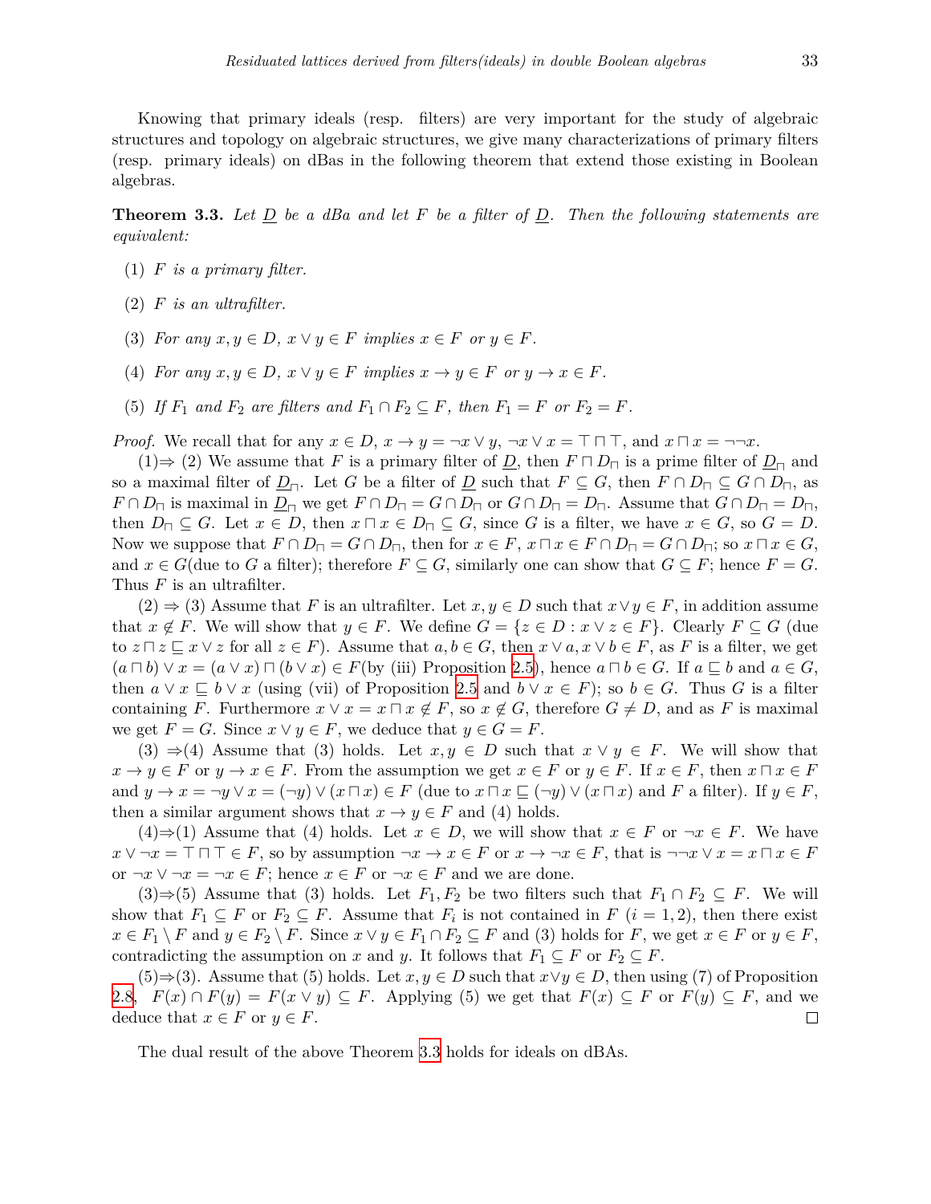Knowing that primary ideals (resp. filters) are very important for the study of algebraic structures and topology on algebraic structures, we give many characterizations of primary filters (resp. primary ideals) on dBas in the following theorem that extend those existing in Boolean algebras.

**Theorem 3.3.** *Let $\underline{D}$ be a dBa and let $F$ be a filter of $\underline{D}$. Then the following statements are equivalent:*

1. *$F$ is a primary filter.*
2. *$F$ is an ultrafilter.*
3. *For any $x, y \in D$, $x \vee y \in F$ implies $x \in F$ or $y \in F$.*
4. *For any $x, y \in D$, $x \vee y \in F$ implies $x \to y \in F$ or $y \to x \in F$.*
5. *If $F_1$ and $F_2$ are filters and $F_1 \cap F_2 \subseteq F$, then $F_1 = F$ or $F_2 = F$.*

*Proof.* We recall that for any $x \in D$, $x \to y = \neg x \vee y$, $\neg x \vee x = \top \sqcap \top$, and $x \sqcap x = \neg\neg x$.

(1)$\Rightarrow$ (2) We assume that $F$ is a primary filter of $\underline{D}$, then $F \sqcap D_{\sqcap}$ is a prime filter of $\underline{D}_{\sqcap}$ and so a maximal filter of $\underline{D}_{\sqcap}$. Let $G$ be a filter of $\underline{D}$ such that $F \subseteq G$, then $F \cap D_{\sqcap} \subseteq G \cap D_{\sqcap}$, as $F \cap D_{\sqcap}$ is maximal in $\underline{D}_{\sqcap}$ we get $F \cap D_{\sqcap} = G \cap D_{\sqcap}$ or $G \cap D_{\sqcap} = D_{\sqcap}$. Assume that $G \cap D_{\sqcap} = D_{\sqcap}$, then $D_{\sqcap} \subseteq G$. Let $x \in D$, then $x \sqcap x \in D_{\sqcap} \subseteq G$, since $G$ is a filter, we have $x \in G$, so $G = D$. Now we suppose that $F \cap D_{\sqcap} = G \cap D_{\sqcap}$, then for $x \in F$, $x \sqcap x \in F \cap D_{\sqcap} = G \cap D_{\sqcap}$; so $x \sqcap x \in G$, and $x \in G$(due to $G$ a filter); therefore $F \subseteq G$, similarly one can show that $G \subseteq F$; hence $F = G$. Thus $F$ is an ultrafilter.

(2) $\Rightarrow$ (3) Assume that $F$ is an ultrafilter. Let $x, y \in D$ such that $x \vee y \in F$, in addition assume that $x \notin F$. We will show that $y \in F$. We define $G = \{z \in D : x \vee z \in F\}$. Clearly $F \subseteq G$ (due to $z \sqcap z \sqsubseteq x \vee z$ for all $z \in F$). Assume that $a, b \in G$, then $x \vee a, x \vee b \in F$, as $F$ is a filter, we get $(a \sqcap b) \vee x = (a \vee x) \sqcap (b \vee x) \in F$(by (iii) Proposition 2.5), hence $a \sqcap b \in G$. If $a \sqsubseteq b$ and $a \in G$, then $a \vee x \sqsubseteq b \vee x$ (using (vii) of Proposition 2.5 and $b \vee x \in F$); so $b \in G$. Thus $G$ is a filter containing $F$. Furthermore $x \vee x = x \sqcap x \notin F$, so $x \notin G$, therefore $G \neq D$, and as $F$ is maximal we get $F = G$. Since $x \vee y \in F$, we deduce that $y \in G = F$.

(3) $\Rightarrow$(4) Assume that (3) holds. Let $x, y \in D$ such that $x \vee y \in F$. We will show that $x \to y \in F$ or $y \to x \in F$. From the assumption we get $x \in F$ or $y \in F$. If $x \in F$, then $x \sqcap x \in F$ and $y \to x = \neg y \vee x = (\neg y) \vee (x \sqcap x) \in F$ (due to $x \sqcap x \sqsubseteq (\neg y) \vee (x \sqcap x)$ and $F$ a filter). If $y \in F$, then a similar argument shows that $x \to y \in F$ and (4) holds.

(4)$\Rightarrow$(1) Assume that (4) holds. Let $x \in D$, we will show that $x \in F$ or $\neg x \in F$. We have $x \vee \neg x = \top \sqcap \top \in F$, so by assumption $\neg x \to x \in F$ or $x \to \neg x \in F$, that is $\neg\neg x \vee x = x \sqcap x \in F$ or $\neg x \vee \neg x = \neg x \in F$; hence $x \in F$ or $\neg x \in F$ and we are done.

(3)$\Rightarrow$(5) Assume that (3) holds. Let $F_1, F_2$ be two filters such that $F_1 \cap F_2 \subseteq F$. We will show that $F_1 \subseteq F$ or $F_2 \subseteq F$. Assume that $F_i$ is not contained in $F$ $(i = 1, 2)$, then there exist $x \in F_1 \setminus F$ and $y \in F_2 \setminus F$. Since $x \vee y \in F_1 \cap F_2 \subseteq F$ and (3) holds for $F$, we get $x \in F$ or $y \in F$, contradicting the assumption on $x$ and $y$. It follows that $F_1 \subseteq F$ or $F_2 \subseteq F$.

(5)$\Rightarrow$(3). Assume that (5) holds. Let $x, y \in D$ such that $x \vee y \in D$, then using (7) of Proposition 2.8, $F(x) \cap F(y) = F(x \vee y) \subseteq F$. Applying (5) we get that $F(x) \subseteq F$ or $F(y) \subseteq F$, and we deduce that $x \in F$ or $y \in F$. ◻

The dual result of the above Theorem 3.3 holds for ideals on dBAs.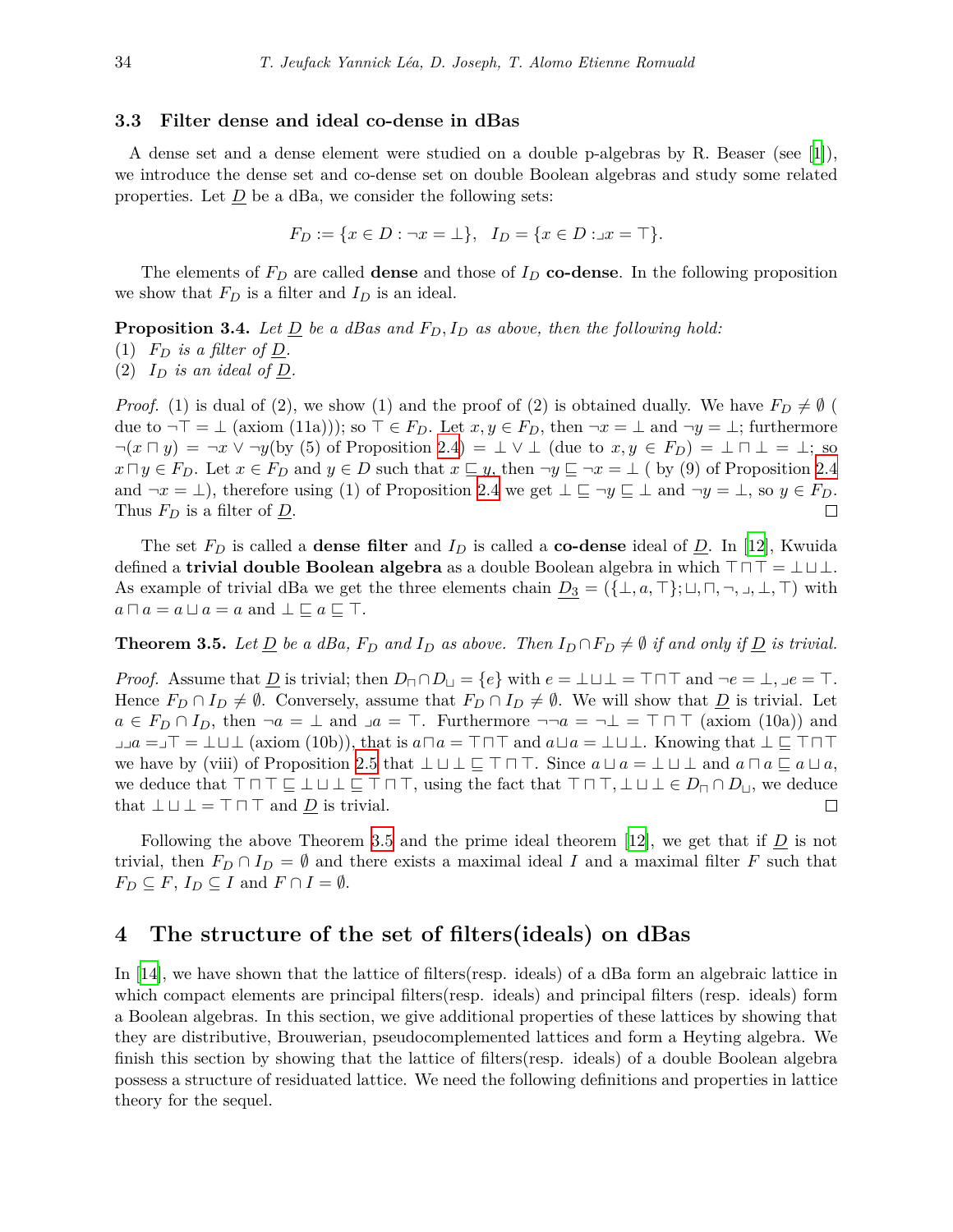### 3.3 Filter dense and ideal co-dense in dBas

A dense set and a dense element were studied on a double p-algebras by R. Beaser (see [1]), we introduce the dense set and co-dense set on double Boolean algebras and study some related properties. Let $\underline{D}$ be a dBa, we consider the following sets:

$$F_D := \{x \in D : \neg x = \bot\}, \quad I_D = \{x \in D : \lrcorner x = \top\}.$$

The elements of $F_D$ are called **dense** and those of $I_D$ **co-dense**. In the following proposition we show that $F_D$ is a filter and $I_D$ is an ideal.

**Proposition 3.4.** *Let $\underline{D}$ be a dBas and $F_D, I_D$ as above, then the following hold:*
(1) *$F_D$ is a filter of $\underline{D}$.*
(2) *$I_D$ is an ideal of $\underline{D}$.*

*Proof.* (1) is dual of (2), we show (1) and the proof of (2) is obtained dually. We have $F_D \neq \emptyset$ ( due to $\neg\top = \bot$ (axiom (11a))); so $\top \in F_D$. Let $x, y \in F_D$, then $\neg x = \bot$ and $\neg y = \bot$; furthermore $\neg(x \sqcap y) = \neg x \vee \neg y$(by (5) of Proposition 2.4) $= \bot \vee \bot$ (due to $x, y \in F_D$) $= \bot \sqcap \bot = \bot$; so $x \sqcap y \in F_D$. Let $x \in F_D$ and $y \in D$ such that $x \sqsubseteq y$, then $\neg y \sqsubseteq \neg x = \bot$ ( by (9) of Proposition 2.4 and $\neg x = \bot$), therefore using (1) of Proposition 2.4 we get $\bot \sqsubseteq \neg y \sqsubseteq \bot$ and $\neg y = \bot$, so $y \in F_D$. Thus $F_D$ is a filter of $\underline{D}$. □

The set $F_D$ is called a **dense filter** and $I_D$ is called a **co-dense** ideal of $\underline{D}$. In [12], Kwuida defined a **trivial double Boolean algebra** as a double Boolean algebra in which $\top \sqcap \top = \bot \sqcup \bot$. As example of trivial dBa we get the three elements chain $\underline{D_3} = (\{\bot, a, \top\}; \sqcup, \sqcap, \neg, \lrcorner, \bot, \top)$ with $a \sqcap a = a \sqcup a = a$ and $\bot \sqsubseteq a \sqsubseteq \top$.

**Theorem 3.5.** *Let $\underline{D}$ be a dBa, $F_D$ and $I_D$ as above. Then $I_D \cap F_D \neq \emptyset$ if and only if $\underline{D}$ is trivial.*

*Proof.* Assume that $\underline{D}$ is trivial; then $D_\sqcap \cap D_\sqcup = \{e\}$ with $e = \bot \sqcup \bot = \top \sqcap \top$ and $\neg e = \bot$, $\lrcorner e = \top$. Hence $F_D \cap I_D \neq \emptyset$. Conversely, assume that $F_D \cap I_D \neq \emptyset$. We will show that $\underline{D}$ is trivial. Let $a \in F_D \cap I_D$, then $\neg a = \bot$ and $\lrcorner a = \top$. Furthermore $\neg\neg a = \neg\bot = \top \sqcap \top$ (axiom (10a)) and $\lrcorner\lrcorner a = \lrcorner\top = \bot \sqcup \bot$ (axiom (10b)), that is $a \sqcap a = \top \sqcap \top$ and $a \sqcup a = \bot \sqcup \bot$. Knowing that $\bot \sqsubseteq \top \sqcap \top$ we have by (viii) of Proposition 2.5 that $\bot \sqcup \bot \sqsubseteq \top \sqcap \top$. Since $a \sqcup a = \bot \sqcup \bot$ and $a \sqcap a \sqsubseteq a \sqcup a$, we deduce that $\top \sqcap \top \sqsubseteq \bot \sqcup \bot \sqsubseteq \top \sqcap \top$, using the fact that $\top \sqcap \top, \bot \sqcup \bot \in D_\sqcap \cap D_\sqcup$, we deduce that $\bot \sqcup \bot = \top \sqcap \top$ and $\underline{D}$ is trivial. □

Following the above Theorem 3.5 and the prime ideal theorem [12], we get that if $\underline{D}$ is not trivial, then $F_D \cap I_D = \emptyset$ and there exists a maximal ideal $I$ and a maximal filter $F$ such that $F_D \subseteq F$, $I_D \subseteq I$ and $F \cap I = \emptyset$.

## 4 The structure of the set of filters(ideals) on dBas

In [14], we have shown that the lattice of filters(resp. ideals) of a dBa form an algebraic lattice in which compact elements are principal filters(resp. ideals) and principal filters (resp. ideals) form a Boolean algebras. In this section, we give additional properties of these lattices by showing that they are distributive, Brouwerian, pseudocomplemented lattices and form a Heyting algebra. We finish this section by showing that the lattice of filters(resp. ideals) of a double Boolean algebra possess a structure of residuated lattice. We need the following definitions and properties in lattice theory for the sequel.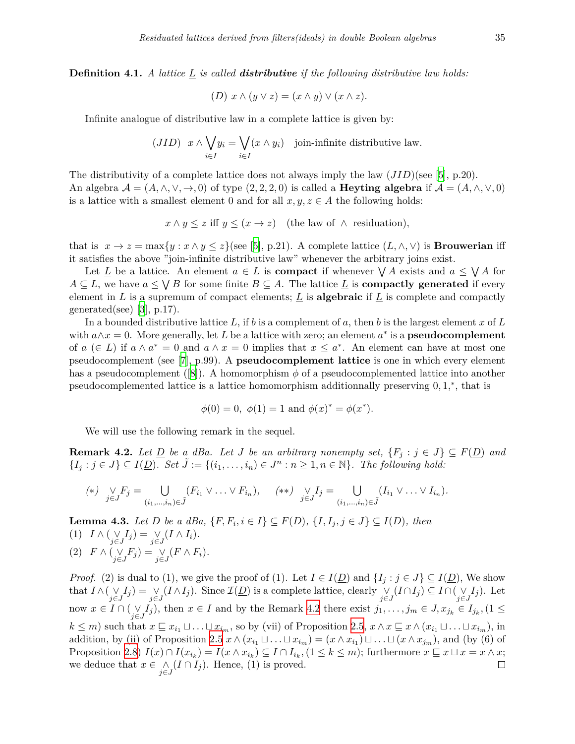**Definition 4.1.** *A lattice $\underline{L}$ is called **distributive** if the following distributive law holds:*

$$(D)\ x \wedge (y \vee z) = (x \wedge y) \vee (x \wedge z).$$

Infinite analogue of distributive law in a complete lattice is given by:

$$(JID)\ \ x \wedge \bigvee_{i\in I} y_i = \bigvee_{i\in I}(x \wedge y_i) \quad \text{join-infinite distributive law.}$$

The distributivity of a complete lattice does not always imply the law $(JID)$(see [5], p.20).
An algebra $\mathcal{A} = (A, \wedge, \vee, \to, 0)$ of type $(2, 2, 2, 0)$ is called a **Heyting algebra** if $\mathcal{A} = (A, \wedge, \vee, 0)$ is a lattice with a smallest element 0 and for all $x, y, z \in A$ the following holds:

$$x \wedge y \leq z \text{ iff } y \leq (x \to z) \quad \text{(the law of } \wedge \text{ residuation)},$$

that is $x \to z = \max\{y : x \wedge y \leq z\}$(see [5], p.21). A complete lattice $(L, \wedge, \vee)$ is **Brouwerian** iff it satisfies the above "join-infinite distributive law" whenever the arbitrary joins exist.

Let $\underline{L}$ be a lattice. An element $a \in L$ is **compact** if whenever $\bigvee A$ exists and $a \leq \bigvee A$ for $A \subseteq L$, we have $a \leq \bigvee B$ for some finite $B \subseteq A$. The lattice $\underline{L}$ is **compactly generated** if every element in $L$ is a supremum of compact elements; $\underline{L}$ is **algebraic** if $\underline{L}$ is complete and compactly generated(see) [3], p.17).

In a bounded distributive lattice $L$, if $b$ is a complement of $a$, then $b$ is the largest element $x$ of $L$ with $a \wedge x = 0$. More generally, let $L$ be a lattice with zero; an element $a^*$ is a **pseudocomplement** of $a$ $(\in L)$ if $a \wedge a^* = 0$ and $a \wedge x = 0$ implies that $x \leq a^*$. An element can have at most one pseudocomplement (see [7], p.99). A **pseudocomplement lattice** is one in which every element has a pseudocomplement ([8]). A homomorphism $\phi$ of a pseudocomplemented lattice into another pseudocomplemented lattice is a lattice homomorphism additionnally preserving $0, 1, ^*$, that is

$$\phi(0) = 0,\ \phi(1) = 1 \text{ and } \phi(x)^* = \phi(x^*).$$

We will use the following remark in the sequel.

**Remark 4.2.** *Let $\underline{D}$ be a dBa. Let $J$ be an arbitrary nonempty set, $\{F_j : j \in J\} \subseteq F(\underline{D})$ and $\{I_j : j \in J\} \subseteq I(\underline{D})$. Set $\tilde{J} := \{(i_1, \ldots, i_n) \in J^n : n \geq 1, n \in \mathbb{N}\}$. The following hold:*

$$(*)\ \ \underset{j\in J}{\vee} F_j = \bigcup_{(i_1,\ldots,i_n)\in\tilde{J}} (F_{i_1} \vee \ldots \vee F_{i_n}), \qquad (**)\ \ \underset{j\in J}{\vee} I_j = \bigcup_{(i_1,\ldots,i_n)\in\tilde{J}} (I_{i_1} \vee \ldots \vee I_{i_n}).$$

**Lemma 4.3.** *Let $\underline{D}$ be a dBa, $\{F, F_i, i \in I\} \subseteq F(\underline{D})$, $\{I, I_j, j \in J\} \subseteq I(\underline{D})$, then*
(1) $I \wedge (\underset{j\in J}{\vee} I_j) = \underset{j\in J}{\vee} (I \wedge I_i)$.
(2) $F \wedge (\underset{j\in J}{\vee} F_j) = \underset{j\in J}{\vee} (F \wedge F_i)$.

*Proof.* (2) is dual to (1), we give the proof of (1). Let $I \in I(\underline{D})$ and $\{I_j : j \in J\} \subseteq I(\underline{D})$, We show that $I \wedge (\underset{j\in J}{\vee} I_j) = \underset{j\in J}{\vee}(I \wedge I_j)$. Since $\mathcal{I}(\underline{D})$ is a complete lattice, clearly $\underset{j\in J}{\vee}(I \cap I_j) \subseteq I \cap (\underset{j\in J}{\vee} I_j)$. Let now $x \in I \cap (\underset{j\in J}{\vee} I_j)$, then $x \in I$ and by the Remark 4.2 there exist $j_1, \ldots, j_m \in J, x_{j_k} \in I_{j_k}, (1 \leq k \leq m)$ such that $x \sqsubseteq x_{i_1} \sqcup \ldots \sqcup x_{i_m}$, so by (vii) of Proposition 2.5, $x \wedge x \sqsubseteq x \wedge (x_{i_1} \sqcup \ldots \sqcup x_{i_m})$, in addition, by (ii) of Proposition 2.5 $x \wedge (x_{i_1} \sqcup \ldots \sqcup x_{i_m}) = (x \wedge x_{i_1}) \sqcup \ldots \sqcup (x \wedge x_{j_m})$, and (by (6) of Proposition 2.8) $I(x) \cap I(x_{i_k}) = I(x \wedge x_{i_k}) \subseteq I \cap I_{i_k}, (1 \leq k \leq m)$; furthermore $x \sqsubseteq x \sqcup x = x \wedge x$; we deduce that $x \in \underset{j\in J}{\wedge}(I \cap I_j)$. Hence, (1) is proved. $\square$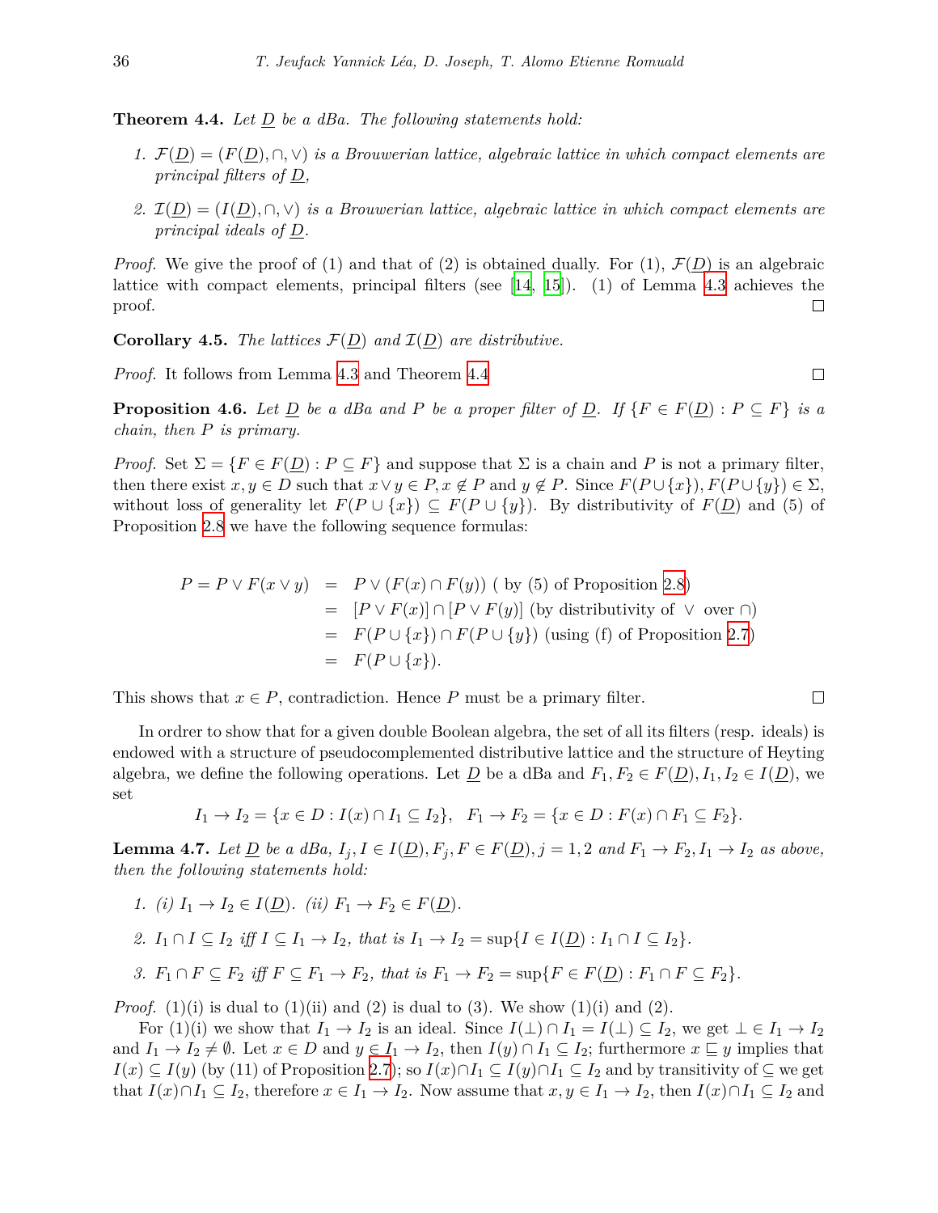**Theorem 4.4.** *Let $\underline{D}$ be a dBa. The following statements hold:*

1. *$\mathcal{F}(\underline{D}) = (F(\underline{D}), \cap, \vee)$ is a Brouwerian lattice, algebraic lattice in which compact elements are principal filters of $\underline{D}$,*

2. *$\mathcal{I}(\underline{D}) = (I(\underline{D}), \cap, \vee)$ is a Brouwerian lattice, algebraic lattice in which compact elements are principal ideals of $\underline{D}$.*

*Proof.* We give the proof of (1) and that of (2) is obtained dually. For (1), $\mathcal{F}(\underline{D})$ is an algebraic lattice with compact elements, principal filters (see [14, 15]). (1) of Lemma 4.3 achieves the proof. □

**Corollary 4.5.** *The lattices $\mathcal{F}(\underline{D})$ and $\mathcal{I}(\underline{D})$ are distributive.*

*Proof.* It follows from Lemma 4.3 and Theorem 4.4 □

**Proposition 4.6.** *Let $\underline{D}$ be a dBa and $P$ be a proper filter of $\underline{D}$. If $\{F \in F(\underline{D}) : P \subseteq F\}$ is a chain, then $P$ is primary.*

*Proof.* Set $\Sigma = \{F \in F(\underline{D}) : P \subseteq F\}$ and suppose that $\Sigma$ is a chain and $P$ is not a primary filter, then there exist $x, y \in D$ such that $x \vee y \in P, x \notin P$ and $y \notin P$. Since $F(P \cup \{x\}), F(P \cup \{y\}) \in \Sigma$, without loss of generality let $F(P \cup \{x\}) \subseteq F(P \cup \{y\})$. By distributivity of $F(\underline{D})$ and (5) of Proposition 2.8 we have the following sequence formulas:

$$\begin{aligned}
P = P \vee F(x \vee y) &= P \vee (F(x) \cap F(y)) \text{ ( by (5) of Proposition 2.8)} \\
&= [P \vee F(x)] \cap [P \vee F(y)] \text{ (by distributivity of } \vee \text{ over } \cap) \\
&= F(P \cup \{x\}) \cap F(P \cup \{y\}) \text{ (using (f) of Proposition 2.7)} \\
&= F(P \cup \{x\}).
\end{aligned}$$

This shows that $x \in P$, contradiction. Hence $P$ must be a primary filter. □

In orrder to show that for a given double Boolean algebra, the set of all its filters (resp. ideals) is endowed with a structure of pseudocomplemented distributive lattice and the structure of Heyting algebra, we define the following operations. Let $\underline{D}$ be a dBa and $F_1, F_2 \in F(\underline{D}), I_1, I_2 \in I(\underline{D})$, we set

$$I_1 \to I_2 = \{x \in D : I(x) \cap I_1 \subseteq I_2\}, \quad F_1 \to F_2 = \{x \in D : F(x) \cap F_1 \subseteq F_2\}.$$

**Lemma 4.7.** *Let $\underline{D}$ be a dBa, $I_j, I \in I(\underline{D}), F_j, F \in F(\underline{D}), j = 1, 2$ and $F_1 \to F_2, I_1 \to I_2$ as above, then the following statements hold:*

1. *(i) $I_1 \to I_2 \in I(\underline{D})$. (ii) $F_1 \to F_2 \in F(\underline{D})$.*

2. *$I_1 \cap I \subseteq I_2$ iff $I \subseteq I_1 \to I_2$, that is $I_1 \to I_2 = \sup\{I \in I(\underline{D}) : I_1 \cap I \subseteq I_2\}$.*

3. *$F_1 \cap F \subseteq F_2$ iff $F \subseteq F_1 \to F_2$, that is $F_1 \to F_2 = \sup\{F \in F(\underline{D}) : F_1 \cap F \subseteq F_2\}$.*

*Proof.* (1)(i) is dual to (1)(ii) and (2) is dual to (3). We show (1)(i) and (2).

For (1)(i) we show that $I_1 \to I_2$ is an ideal. Since $I(\bot) \cap I_1 = I(\bot) \subseteq I_2$, we get $\bot \in I_1 \to I_2$ and $I_1 \to I_2 \neq \emptyset$. Let $x \in D$ and $y \in I_1 \to I_2$, then $I(y) \cap I_1 \subseteq I_2$; furthermore $x \sqsubseteq y$ implies that $I(x) \subseteq I(y)$ (by (11) of Proposition 2.7); so $I(x) \cap I_1 \subseteq I(y) \cap I_1 \subseteq I_2$ and by transitivity of $\subseteq$ we get that $I(x) \cap I_1 \subseteq I_2$, therefore $x \in I_1 \to I_2$. Now assume that $x, y \in I_1 \to I_2$, then $I(x) \cap I_1 \subseteq I_2$ and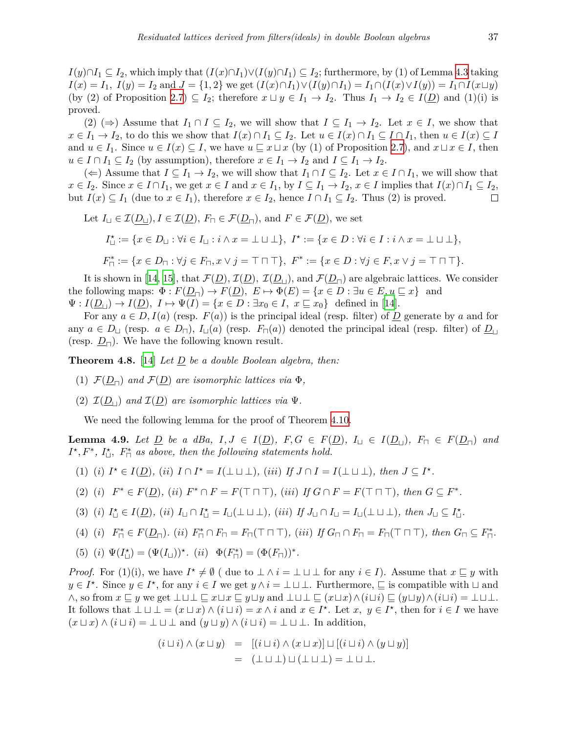$I(y) \cap I_1 \subseteq I_2$, which imply that $(I(x) \cap I_1) \vee (I(y) \cap I_1) \subseteq I_2$; furthermore, by (1) of Lemma 4.3 taking $I(x) = I_1$, $I(y) = I_2$ and $J = \{1, 2\}$ we get $(I(x) \cap I_1) \vee (I(y) \cap I_1) = I_1 \cap (I(x) \vee I(y)) = I_1 \cap I(x \sqcup y)$ (by (2) of Proposition 2.7) $\subseteq I_2$; therefore $x \sqcup y \in I_1 \to I_2$. Thus $I_1 \to I_2 \in I(\underline{D})$ and (1)(i) is proved.

(2) ($\Rightarrow$) Assume that $I_1 \cap I \subseteq I_2$, we will show that $I \subseteq I_1 \to I_2$. Let $x \in I$, we show that $x \in I_1 \to I_2$, to do this we show that $I(x) \cap I_1 \subseteq I_2$. Let $u \in I(x) \cap I_1 \subseteq I \cap I_1$, then $u \in I(x) \subseteq I$ and $u \in I_1$. Since $u \in I(x) \subseteq I$, we have $u \sqsubseteq x \sqcup x$ (by (1) of Proposition 2.7), and $x \sqcup x \in I$, then $u \in I \cap I_1 \subseteq I_2$ (by assumption), therefore $x \in I_1 \to I_2$ and $I \subseteq I_1 \to I_2$.

($\Leftarrow$) Assume that $I \subseteq I_1 \to I_2$, we will show that $I_1 \cap I \subseteq I_2$. Let $x \in I \cap I_1$, we will show that $x \in I_2$. Since $x \in I \cap I_1$, we get $x \in I$ and $x \in I_1$, by $I \subseteq I_1 \to I_2$, $x \in I$ implies that $I(x) \cap I_1 \subseteq I_2$, but $I(x) \subseteq I_1$ (due to $x \in I_1$), therefore $x \in I_2$, hence $I \cap I_1 \subseteq I_2$. Thus (2) is proved. $\square$

Let $I_\sqcup \in \mathcal{I}(\underline{D_\sqcup})$, $I \in \mathcal{I}(\underline{D})$, $F_\sqcap \in \mathcal{F}(\underline{D_\sqcap})$, and $F \in \mathcal{F}(\underline{D})$, we set

$$I_\sqcup^\star := \{x \in D_\sqcup : \forall i \in I_\sqcup : i \wedge x = \bot \sqcup \bot\},\ I^\star := \{x \in D : \forall i \in I : i \wedge x = \bot \sqcup \bot\},$$

$$F_\sqcap^* := \{x \in D_\sqcap : \forall j \in F_\sqcap, x \vee j = \top \sqcap \top\},\ F^* := \{x \in D : \forall j \in F, x \vee j = \top \sqcap \top\}.$$

It is shown in [14, 15], that $\mathcal{F}(\underline{D})$, $\mathcal{I}(\underline{D})$, $\mathcal{I}(\underline{D_\sqcup})$, and $\mathcal{F}(\underline{D_\sqcap})$ are algebraic lattices. We consider the following maps: $\Phi : F(\underline{D_\sqcap}) \to F(\underline{D})$, $E \mapsto \Phi(E) = \{x \in D : \exists u \in E, u \sqsubseteq x\}$ and $\Psi : I(\underline{D_\sqcup}) \to I(\underline{D})$, $I \mapsto \Psi(I) = \{x \in D : \exists x_0 \in I,\ x \sqsubseteq x_0\}$ defined in [14].

For any $a \in D, I(a)$ (resp. $F(a)$) is the principal ideal (resp. filter) of $\underline{D}$ generate by $a$ and for any $a \in D_\sqcup$ (resp. $a \in D_\sqcap$), $I_\sqcup(a)$ (resp. $F_\sqcap(a)$) denoted the principal ideal (resp. filter) of $\underline{D_\sqcup}$ (resp. $\underline{D_\sqcap}$). We have the following known result.

**Theorem 4.8.** [14] *Let $\underline{D}$ be a double Boolean algebra, then:*

1. *$\mathcal{F}(\underline{D_\sqcap})$ and $\mathcal{F}(\underline{D})$ are isomorphic lattices via $\Phi$,*
2. *$\mathcal{I}(\underline{D_\sqcup})$ and $\mathcal{I}(\underline{D})$ are isomorphic lattices via $\Psi$.*

We need the following lemma for the proof of Theorem 4.10.

**Lemma 4.9.** *Let $\underline{D}$ be a dBa, $I, J \in I(\underline{D})$, $F, G \in F(\underline{D})$, $I_\sqcup \in I(\underline{D_\sqcup})$, $F_\sqcap \in F(\underline{D_\sqcap})$ and $I^\star, F^*, I_\sqcup^\star, F_\sqcap^*$ as above, then the following statements hold.*

1. *(i) $I^\star \in I(\underline{D})$, (ii) $I \cap I^\star = I(\bot \sqcup \bot)$, (iii) If $J \cap I = I(\bot \sqcup \bot)$, then $J \subseteq I^\star$.*
2. *(i) $F^* \in F(\underline{D})$, (ii) $F^* \cap F = F(\top \sqcap \top)$, (iii) If $G \cap F = F(\top \sqcap \top)$, then $G \subseteq F^*$.*
3. *(i) $I_\sqcup^\star \in I(\underline{D})$, (ii) $I_\sqcup \cap I_\sqcup^\star = I_\sqcup(\bot \sqcup \bot)$, (iii) If $J_\sqcup \cap I_\sqcup = I_\sqcup(\bot \sqcup \bot)$, then $J_\sqcup \subseteq I_\sqcup^\star$.*
4. *(i) $F_\sqcap^* \in F(\underline{D_\sqcap})$. (ii) $F_\sqcap^* \cap F_\sqcap = F_\sqcap(\top \sqcap \top)$, (iii) If $G_\sqcap \cap F_\sqcap = F_\sqcap(\top \sqcap \top)$, then $G_\sqcap \subseteq F_\sqcap^*$.*
5. *(i) $\Psi(I_\sqcup^\star) = (\Psi(I_\sqcup))^\star$. (ii) $\Phi(F_\sqcap^*) = (\Phi(F_\sqcap))^*$.*

*Proof.* For (1)(i), we have $I^\star \neq \emptyset$ ( due to $\bot \wedge i = \bot \sqcup \bot$ for any $i \in I$). Assume that $x \sqsubseteq y$ with $y \in I^\star$. Since $y \in I^\star$, for any $i \in I$ we get $y \wedge i = \bot \sqcup \bot$. Furthermore, $\sqsubseteq$ is compatible with $\sqcup$ and $\wedge$, so from $x \sqsubseteq y$ we get $\bot \sqcup \bot \sqsubseteq x \sqcup x \sqsubseteq y \sqcup y$ and $\bot \sqcup \bot \sqsubseteq (x \sqcup x) \wedge (i \sqcup i) \sqsubseteq (y \sqcup y) \wedge (i \sqcup i) = \bot \sqcup \bot$. It follows that $\bot \sqcup \bot = (x \sqcup x) \wedge (i \sqcup i) = x \wedge i$ and $x \in I^\star$. Let $x,\ y \in I^\star$, then for $i \in I$ we have $(x \sqcup x) \wedge (i \sqcup i) = \bot \sqcup \bot$ and $(y \sqcup y) \wedge (i \sqcup i) = \bot \sqcup \bot$. In addition,

$$\begin{aligned}(i \sqcup i) \wedge (x \sqcup y) &= [(i \sqcup i) \wedge (x \sqcup x)] \sqcup [(i \sqcup i) \wedge (y \sqcup y)] \\ &= (\bot \sqcup \bot) \sqcup (\bot \sqcup \bot) = \bot \sqcup \bot.\end{aligned}$$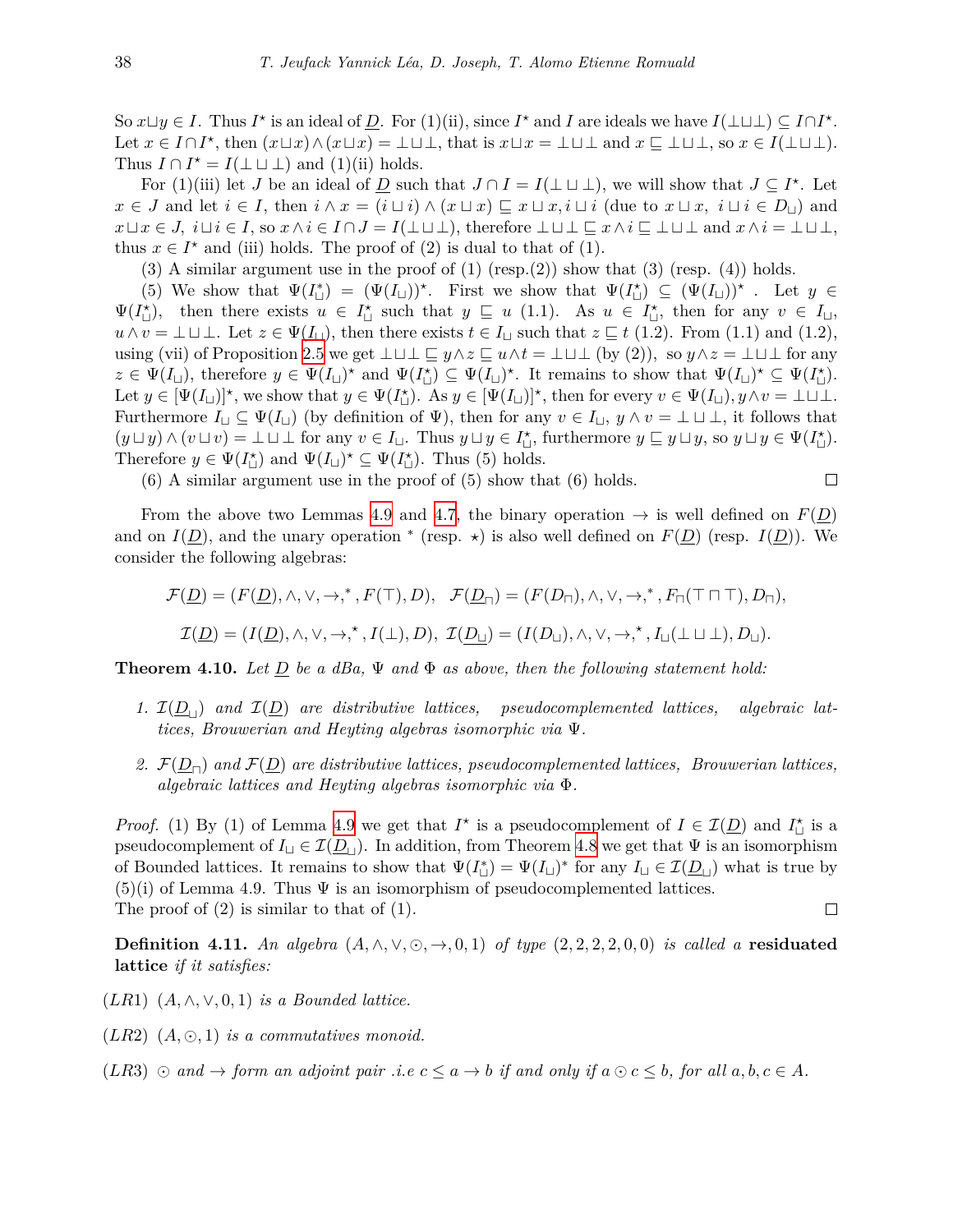So $x \sqcup y \in I$. Thus $I^\star$ is an ideal of $\underline{D}$. For (1)(ii), since $I^\star$ and $I$ are ideals we have $I(\perp \sqcup \perp) \subseteq I \cap I^\star$. Let $x \in I \cap I^\star$, then $(x \sqcup x) \wedge (x \sqcup x) = \perp \sqcup \perp$, that is $x \sqcup x = \perp \sqcup \perp$ and $x \sqsubseteq \perp \sqcup \perp$, so $x \in I(\perp \sqcup \perp)$. Thus $I \cap I^\star = I(\perp \sqcup \perp)$ and (1)(ii) holds.

For (1)(iii) let $J$ be an ideal of $\underline{D}$ such that $J \cap I = I(\perp \sqcup \perp)$, we will show that $J \subseteq I^\star$. Let $x \in J$ and let $i \in I$, then $i \wedge x = (i \sqcup i) \wedge (x \sqcup x) \sqsubseteq x \sqcup x, i \sqcup i$ (due to $x \sqcup x$, $i \sqcup i \in D_\sqcup$) and $x \sqcup x \in J$, $i \sqcup i \in I$, so $x \wedge i \in I \cap J = I(\perp \sqcup \perp)$, therefore $\perp \sqcup \perp \sqsubseteq x \wedge i \sqsubseteq \perp \sqcup \perp$ and $x \wedge i = \perp \sqcup \perp$, thus $x \in I^\star$ and (iii) holds. The proof of (2) is dual to that of (1).

(3) A similar argument use in the proof of (1) (resp.(2)) show that (3) (resp. (4)) holds.

(5) We show that $\Psi(I^\star_\sqcup) = (\Psi(I_\sqcup))^\star$. First we show that $\Psi(I^\star_\sqcup) \subseteq (\Psi(I_\sqcup))^\star$ . Let $y \in \Psi(I^\star_\sqcup)$, then there exists $u \in I^\star_\sqcup$ such that $y \sqsubseteq u$ (1.1). As $u \in I^\star_\sqcup$, then for any $v \in I_\sqcup$, $u \wedge v = \perp \sqcup \perp$. Let $z \in \Psi(I_\sqcup)$, then there exists $t \in I_\sqcup$ such that $z \sqsubseteq t$ (1.2). From (1.1) and (1.2), using (vii) of Proposition 2.5 we get $\perp \sqcup \perp \sqsubseteq y \wedge z \sqsubseteq u \wedge t = \perp \sqcup \perp$ (by (2)), so $y \wedge z = \perp \sqcup \perp$ for any $z \in \Psi(I_\sqcup)$, therefore $y \in \Psi(I_\sqcup)^\star$ and $\Psi(I^\star_\sqcup) \subseteq \Psi(I_\sqcup)^\star$. It remains to show that $\Psi(I_\sqcup)^\star \subseteq \Psi(I^\star_\sqcup)$. Let $y \in [\Psi(I_\sqcup)]^\star$, we show that $y \in \Psi(I^\star_\sqcup)$. As $y \in [\Psi(I_\sqcup)]^\star$, then for every $v \in \Psi(I_\sqcup), y \wedge v = \perp \sqcup \perp$. Furthermore $I_\sqcup \subseteq \Psi(I_\sqcup)$ (by definition of $\Psi$), then for any $v \in I_\sqcup$, $y \wedge v = \perp \sqcup \perp$, it follows that $(y \sqcup y) \wedge (v \sqcup v) = \perp \sqcup \perp$ for any $v \in I_\sqcup$. Thus $y \sqcup y \in I^\star_\sqcup$, furthermore $y \sqsubseteq y \sqcup y$, so $y \sqcup y \in \Psi(I^\star_\sqcup)$. Therefore $y \in \Psi(I^\star_\sqcup)$ and $\Psi(I_\sqcup)^\star \subseteq \Psi(I^\star_\sqcup)$. Thus (5) holds.

(6) A similar argument use in the proof of (5) show that (6) holds. □

From the above two Lemmas 4.9 and 4.7, the binary operation $\to$ is well defined on $F(\underline{D})$ and on $I(\underline{D})$, and the unary operation $^*$ (resp. $\star$) is also well defined on $F(\underline{D})$ (resp. $I(\underline{D})$). We consider the following algebras:

$$\mathcal{F}(\underline{D}) = (F(\underline{D}), \wedge, \vee, \to, ^*, F(\top), D), \quad \mathcal{F}(\underline{D_\sqcap}) = (F(D_\sqcap), \wedge, \vee, \to, ^*, F_\sqcap(\top \sqcap \top), D_\sqcap),$$

$$\mathcal{I}(\underline{D}) = (I(\underline{D}), \wedge, \vee, \to, ^\star, I(\perp), D), \ \mathcal{I}(\underline{D_\sqcup}) = (I(D_\sqcup), \wedge, \vee, \to, ^\star, I_\sqcup(\perp \sqcup \perp), D_\sqcup).$$

**Theorem 4.10.** *Let $\underline{D}$ be a dBa, $\Psi$ and $\Phi$ as above, then the following statement hold:*

1. *$\mathcal{I}(\underline{D_\sqcup})$ and $\mathcal{I}(\underline{D})$ are distributive lattices, pseudocomplemented lattices, algebraic lattices, Brouwerian and Heyting algebras isomorphic via $\Psi$.*
2. *$\mathcal{F}(\underline{D_\sqcap})$ and $\mathcal{F}(\underline{D})$ are distributive lattices, pseudocomplemented lattices, Brouwerian lattices, algebraic lattices and Heyting algebras isomorphic via $\Phi$.*

*Proof.* (1) By (1) of Lemma 4.9 we get that $I^\star$ is a pseudocomplement of $I \in \mathcal{I}(\underline{D})$ and $I^\star_\sqcup$ is a pseudocomplement of $I_\sqcup \in \mathcal{I}(\underline{D_\sqcup})$. In addition, from Theorem 4.8 we get that $\Psi$ is an isomorphism of Bounded lattices. It remains to show that $\Psi(I^*_\sqcup) = \Psi(I_\sqcup)^*$ for any $I_\sqcup \in \mathcal{I}(\underline{D_\sqcup})$ what is true by (5)(i) of Lemma 4.9. Thus $\Psi$ is an isomorphism of pseudocomplemented lattices.
The proof of (2) is similar to that of (1). □

**Definition 4.11.** *An algebra $(A, \wedge, \vee, \odot, \to, 0, 1)$ of type $(2, 2, 2, 2, 0, 0)$ is called a* **residuated lattice** *if it satisfies:*

$(LR1)$ *$(A, \wedge, \vee, 0, 1)$ is a Bounded lattice.*

$(LR2)$ *$(A, \odot, 1)$ is a commutatives monoid.*

$(LR3)$ *$\odot$ and $\to$ form an adjoint pair .i.e $c \leq a \to b$ if and only if $a \odot c \leq b$, for all $a, b, c \in A$.*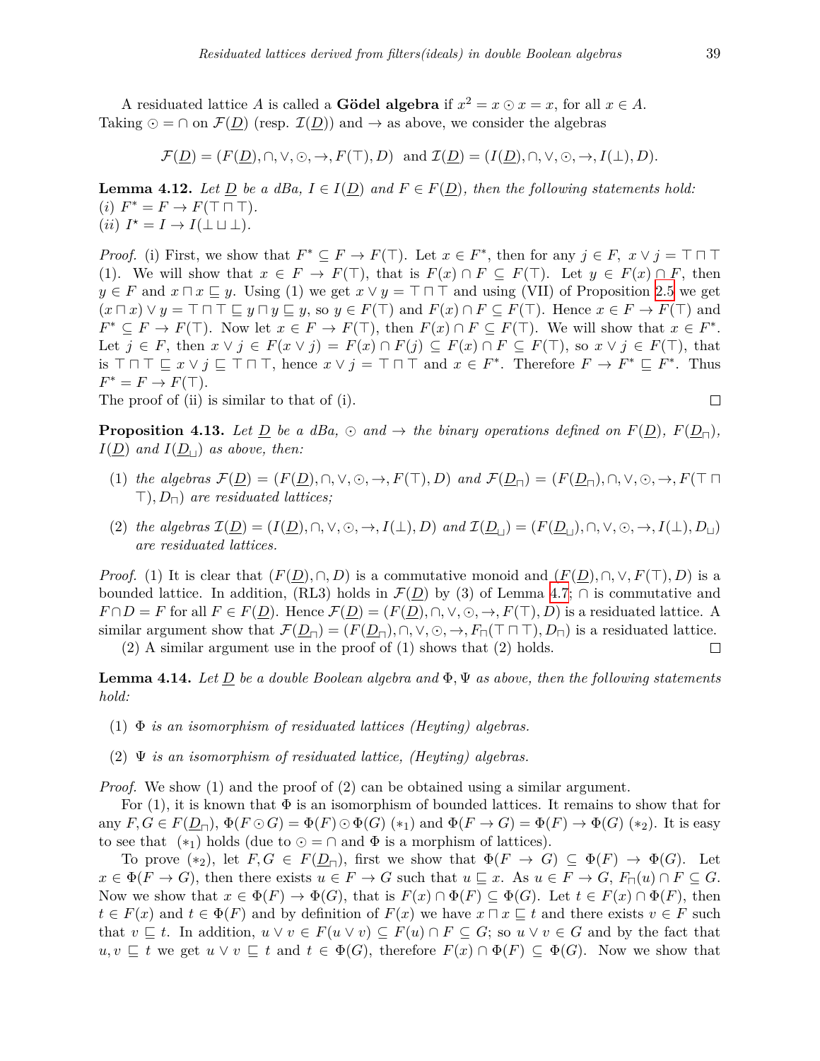A residuated lattice $A$ is called a **Gödel algebra** if $x^2 = x \odot x = x$, for all $x \in A$. Taking $\odot = \cap$ on $\mathcal{F}(\underline{D})$ (resp. $\mathcal{I}(\underline{D})$) and $\to$ as above, we consider the algebras

$$\mathcal{F}(\underline{D}) = (F(\underline{D}), \cap, \vee, \odot, \to, F(\top), D) \text{ and } \mathcal{I}(\underline{D}) = (I(\underline{D}), \cap, \vee, \odot, \to, I(\bot), D).$$

**Lemma 4.12.** *Let $\underline{D}$ be a dBa, $I \in I(\underline{D})$ and $F \in F(\underline{D})$, then the following statements hold:*
*(i) $F^* = F \to F(\top \sqcap \top)$.*
*(ii) $I^\star = I \to I(\bot \sqcup \bot)$.*

*Proof.* (i) First, we show that $F^* \subseteq F \to F(\top)$. Let $x \in F^*$, then for any $j \in F$, $x \vee j = \top \sqcap \top$ (1). We will show that $x \in F \to F(\top)$, that is $F(x) \cap F \subseteq F(\top)$. Let $y \in F(x) \cap F$, then $y \in F$ and $x \sqcap x \sqsubseteq y$. Using (1) we get $x \vee y = \top \sqcap \top$ and using (VII) of Proposition 2.5 we get $(x \sqcap x) \vee y = \top \sqcap \top \sqsubseteq y \sqcap y \sqsubseteq y$, so $y \in F(\top)$ and $F(x) \cap F \subseteq F(\top)$. Hence $x \in F \to F(\top)$ and $F^* \subseteq F \to F(\top)$. Now let $x \in F \to F(\top)$, then $F(x) \cap F \subseteq F(\top)$. We will show that $x \in F^*$. Let $j \in F$, then $x \vee j \in F(x \vee j) = F(x) \cap F(j) \subseteq F(x) \cap F \subseteq F(\top)$, so $x \vee j \in F(\top)$, that is $\top \sqcap \top \sqsubseteq x \vee j \sqsubseteq \top \sqcap \top$, hence $x \vee j = \top \sqcap \top$ and $x \in F^*$. Therefore $F \to F^* \sqsubseteq F^*$. Thus $F^* = F \to F(\top)$.
The proof of (ii) is similar to that of (i). $\square$

**Proposition 4.13.** *Let $\underline{D}$ be a dBa, $\odot$ and $\to$ the binary operations defined on $F(\underline{D})$, $F(\underline{D}_\sqcap)$, $I(\underline{D})$ and $I(\underline{D}_\sqcup)$ as above, then:*

1. *the algebras $\mathcal{F}(\underline{D}) = (F(\underline{D}), \cap, \vee, \odot, \to, F(\top), D)$ and $\mathcal{F}(\underline{D}_\sqcap) = (F(\underline{D}_\sqcap), \cap, \vee, \odot, \to, F(\top \sqcap \top), D_\sqcap)$ are residuated lattices;*
2. *the algebras $\mathcal{I}(\underline{D}) = (I(\underline{D}), \cap, \vee, \odot, \to, I(\bot), D)$ and $\mathcal{I}(\underline{D}_\sqcup) = (F(\underline{D}_\sqcup), \cap, \vee, \odot, \to, I(\bot), D_\sqcup)$ are residuated lattices.*

*Proof.* (1) It is clear that $(F(\underline{D}), \cap, D)$ is a commutative monoid and $(F(\underline{D}), \cap, \vee, F(\top), D)$ is a bounded lattice. In addition, (RL3) holds in $\mathcal{F}(\underline{D})$ by (3) of Lemma 4.7; $\cap$ is commutative and $F \cap D = F$ for all $F \in F(\underline{D})$. Hence $\mathcal{F}(\underline{D}) = (F(\underline{D}), \cap, \vee, \odot, \to, F(\top), D)$ is a residuated lattice. A similar argument show that $\mathcal{F}(\underline{D}_\sqcap) = (F(\underline{D}_\sqcap), \cap, \vee, \odot, \to, F_\sqcap(\top \sqcap \top), D_\sqcap)$ is a residuated lattice.
(2) A similar argument use in the proof of (1) shows that (2) holds. $\square$

**Lemma 4.14.** *Let $\underline{D}$ be a double Boolean algebra and $\Phi, \Psi$ as above, then the following statements hold:*

1. *$\Phi$ is an isomorphism of residuated lattices (Heyting) algebras.*
2. *$\Psi$ is an isomorphism of residuated lattice, (Heyting) algebras.*

*Proof.* We show (1) and the proof of (2) can be obtained using a similar argument.

For (1), it is known that $\Phi$ is an isomorphism of bounded lattices. It remains to show that for any $F, G \in F(\underline{D}_\sqcap)$, $\Phi(F \odot G) = \Phi(F) \odot \Phi(G)$ $(*_1)$ and $\Phi(F \to G) = \Phi(F) \to \Phi(G)$ $(*_2)$. It is easy to see that $(*_1)$ holds (due to $\odot = \cap$ and $\Phi$ is a morphism of lattices).

To prove $(*_2)$, let $F, G \in F(\underline{D}_\sqcap)$, first we show that $\Phi(F \to G) \subseteq \Phi(F) \to \Phi(G)$. Let $x \in \Phi(F \to G)$, then there exists $u \in F \to G$ such that $u \sqsubseteq x$. As $u \in F \to G$, $F_\sqcap(u) \cap F \subseteq G$. Now we show that $x \in \Phi(F) \to \Phi(G)$, that is $F(x) \cap \Phi(F) \subseteq \Phi(G)$. Let $t \in F(x) \cap \Phi(F)$, then $t \in F(x)$ and $t \in \Phi(F)$ and by definition of $F(x)$ we have $x \sqcap x \sqsubseteq t$ and there exists $v \in F$ such that $v \sqsubseteq t$. In addition, $u \vee v \in F(u \vee v) \subseteq F(u) \cap F \subseteq G$; so $u \vee v \in G$ and by the fact that $u, v \sqsubseteq t$ we get $u \vee v \sqsubseteq t$ and $t \in \Phi(G)$, therefore $F(x) \cap \Phi(F) \subseteq \Phi(G)$. Now we show that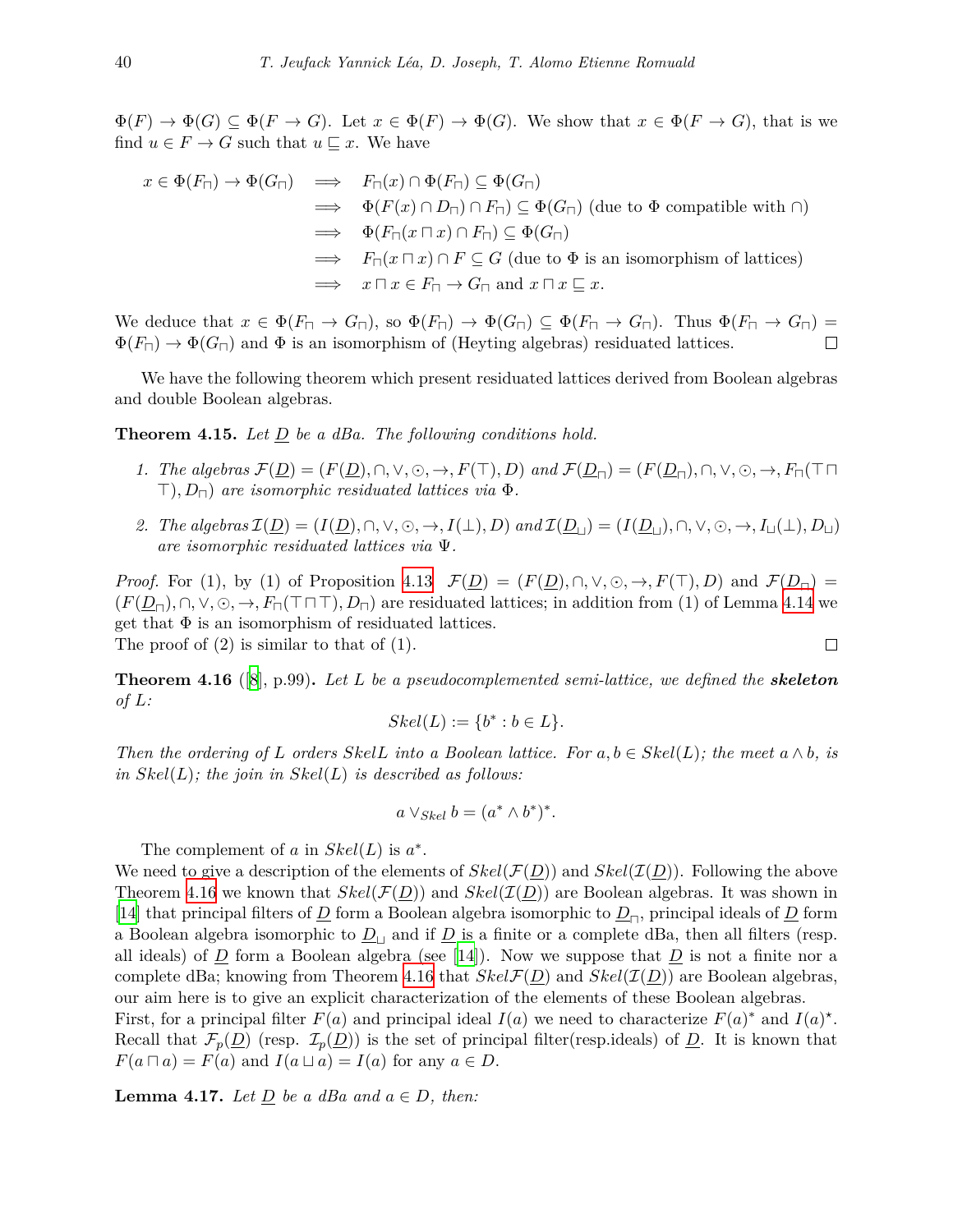$\Phi(F) \to \Phi(G) \subseteq \Phi(F \to G)$. Let $x \in \Phi(F) \to \Phi(G)$. We show that $x \in \Phi(F \to G)$, that is we find $u \in F \to G$ such that $u \sqsubseteq x$. We have

$$
\begin{aligned}
x \in \Phi(F_\sqcap) \to \Phi(G_\sqcap) \quad &\Longrightarrow \quad F_\sqcap(x) \cap \Phi(F_\sqcap) \subseteq \Phi(G_\sqcap) \\
&\Longrightarrow \quad \Phi(F(x) \cap D_\sqcap) \cap F_\sqcap) \subseteq \Phi(G_\sqcap) \text{ (due to } \Phi \text{ compatible with } \cap) \\
&\Longrightarrow \quad \Phi(F_\sqcap(x \sqcap x) \cap F_\sqcap) \subseteq \Phi(G_\sqcap) \\
&\Longrightarrow \quad F_\sqcap(x \sqcap x) \cap F \subseteq G \text{ (due to } \Phi \text{ is an isomorphism of lattices)} \\
&\Longrightarrow \quad x \sqcap x \in F_\sqcap \to G_\sqcap \text{ and } x \sqcap x \sqsubseteq x.
\end{aligned}
$$

We deduce that $x \in \Phi(F_\sqcap \to G_\sqcap)$, so $\Phi(F_\sqcap) \to \Phi(G_\sqcap) \subseteq \Phi(F_\sqcap \to G_\sqcap)$. Thus $\Phi(F_\sqcap \to G_\sqcap) = \Phi(F_\sqcap) \to \Phi(G_\sqcap)$ and $\Phi$ is an isomorphism of (Heyting algebras) residuated lattices. □

We have the following theorem which present residuated lattices derived from Boolean algebras and double Boolean algebras.

**Theorem 4.15.** *Let $\underline{D}$ be a dBa. The following conditions hold.*

1. *The algebras $\mathcal{F}(\underline{D}) = (F(\underline{D}), \cap, \vee, \odot, \to, F(\top), D)$ and $\mathcal{F}(\underline{D}_\sqcap) = (F(\underline{D}_\sqcap), \cap, \vee, \odot, \to, F_\sqcap(\top \sqcap \top), D_\sqcap)$ are isomorphic residuated lattices via $\Phi$.*
2. *The algebras $\mathcal{I}(\underline{D}) = (I(\underline{D}), \cap, \vee, \odot, \to, I(\bot), D)$ and $\mathcal{I}(\underline{D}_\sqcup) = (I(\underline{D}_\sqcup), \cap, \vee, \odot, \to, I_\sqcup(\bot), D_\sqcup)$ are isomorphic residuated lattices via $\Psi$.*

*Proof.* For (1), by (1) of Proposition 4.13 $\mathcal{F}(\underline{D}) = (F(\underline{D}), \cap, \vee, \odot, \to, F(\top), D)$ and $\mathcal{F}(\underline{D}_\sqcap) = (F(\underline{D}_\sqcap), \cap, \vee, \odot, \to, F_\sqcap(\top \sqcap \top), D_\sqcap)$ are residuated lattices; in addition from (1) of Lemma 4.14 we get that $\Phi$ is an isomorphism of residuated lattices.
The proof of (2) is similar to that of (1). □

**Theorem 4.16** ([8], p.99)**.** *Let $L$ be a pseudocomplemented semi-lattice, we defined the* ***skeleton*** *of $L$:*

$$Skel(L) := \{b^* : b \in L\}.$$

*Then the ordering of $L$ orders $SkelL$ into a Boolean lattice. For $a, b \in Skel(L)$; the meet $a \wedge b$, is in $Skel(L)$; the join in $Skel(L)$ is described as follows:*

$$a \vee_{Skel} b = (a^* \wedge b^*)^*.$$

The complement of $a$ in $Skel(L)$ is $a^*$.
We need to give a description of the elements of $Skel(\mathcal{F}(\underline{D}))$ and $Skel(\mathcal{I}(\underline{D}))$. Following the above Theorem 4.16 we known that $Skel(\mathcal{F}(\underline{D}))$ and $Skel(\mathcal{I}(\underline{D}))$ are Boolean algebras. It was shown in [14] that principal filters of $\underline{D}$ form a Boolean algebra isomorphic to $\underline{D}_\sqcap$, principal ideals of $\underline{D}$ form a Boolean algebra isomorphic to $\underline{D}_\sqcup$ and if $\underline{D}$ is a finite or a complete dBa, then all filters (resp. all ideals) of $\underline{D}$ form a Boolean algebra (see [14]). Now we suppose that $\underline{D}$ is not a finite nor a complete dBa; knowing from Theorem 4.16 that $Skel\mathcal{F}(\underline{D})$ and $Skel(\mathcal{I}(\underline{D}))$ are Boolean algebras, our aim here is to give an explicit characterization of the elements of these Boolean algebras.
First, for a principal filter $F(a)$ and principal ideal $I(a)$ we need to characterize $F(a)^*$ and $I(a)^\star$. Recall that $\mathcal{F}_p(\underline{D})$ (resp. $\mathcal{I}_p(\underline{D})$) is the set of principal filter(resp.ideals) of $\underline{D}$. It is known that $F(a \sqcap a) = F(a)$ and $I(a \sqcup a) = I(a)$ for any $a \in D$.

**Lemma 4.17.** *Let $\underline{D}$ be a dBa and $a \in D$, then:*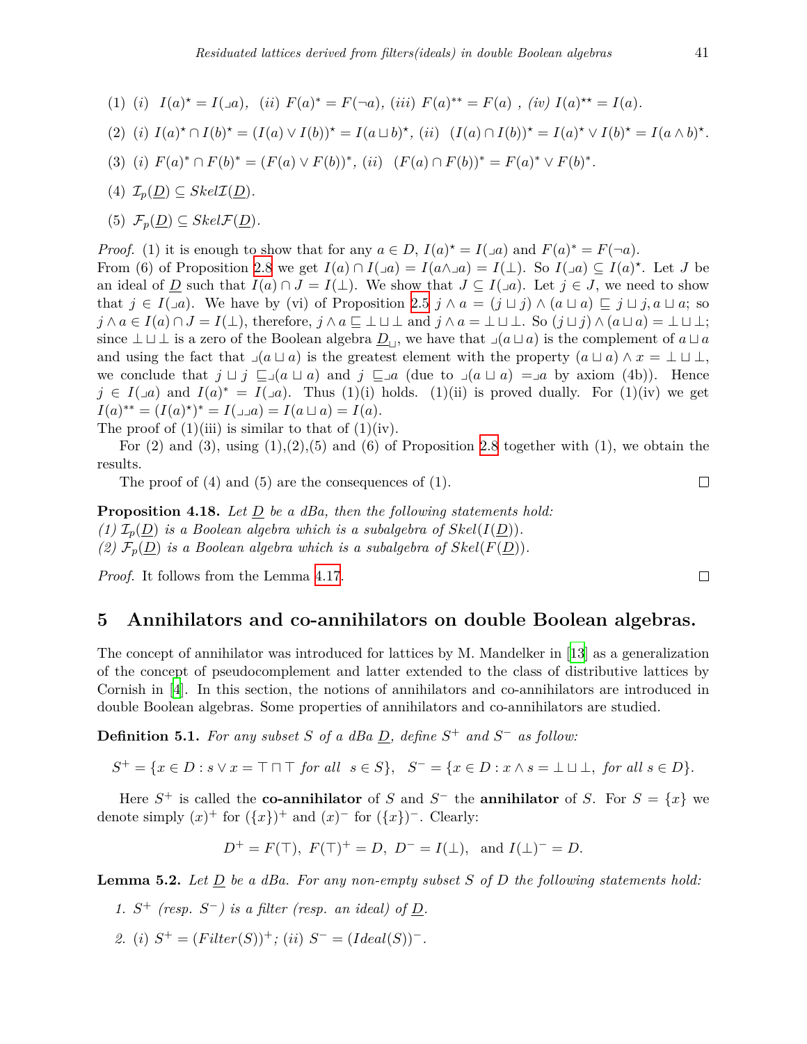(1) (i) $I(a)^{\star} = I(\lrcorner a)$, (ii) $F(a)^{*} = F(\neg a)$, (iii) $F(a)^{**} = F(a)$ , (iv) $I(a)^{\star\star} = I(a)$.

(2) (i) $I(a)^{\star} \cap I(b)^{\star} = (I(a) \vee I(b))^{\star} = I(a \sqcup b)^{\star}$, (ii) $(I(a) \cap I(b))^{\star} = I(a)^{\star} \vee I(b)^{\star} = I(a \wedge b)^{\star}$.

(3) (i) $F(a)^{*} \cap F(b)^{*} = (F(a) \vee F(b))^{*}$, (ii) $(F(a) \cap F(b))^{*} = F(a)^{*} \vee F(b)^{*}$.

(4) $\mathcal{I}_p(\underline{D}) \subseteq Skel\mathcal{I}(\underline{D})$.

(5) $\mathcal{F}_p(\underline{D}) \subseteq Skel\mathcal{F}(\underline{D})$.

*Proof.* (1) it is enough to show that for any $a \in D$, $I(a)^{\star} = I(\lrcorner a)$ and $F(a)^{*} = F(\neg a)$.
From (6) of Proposition 2.8 we get $I(a) \cap I(\lrcorner a) = I(a \wedge \lrcorner a) = I(\bot)$. So $I(\lrcorner a) \subseteq I(a)^{\star}$. Let $J$ be an ideal of $\underline{D}$ such that $I(a) \cap J = I(\bot)$. We show that $J \subseteq I(\lrcorner a)$. Let $j \in J$, we need to show that $j \in I(\lrcorner a)$. We have by (vi) of Proposition 2.5 $j \wedge a = (j \sqcup j) \wedge (a \sqcup a) \sqsubseteq j \sqcup j, a \sqcup a$; so $j \wedge a \in I(a) \cap J = I(\bot)$, therefore, $j \wedge a \sqsubseteq \bot \sqcup \bot$ and $j \wedge a = \bot \sqcup \bot$. So $(j \sqcup j) \wedge (a \sqcup a) = \bot \sqcup \bot$; since $\bot \sqcup \bot$ is a zero of the Boolean algebra $\underline{D}_{\sqcup}$, we have that $\lrcorner(a \sqcup a)$ is the complement of $a \sqcup a$ and using the fact that $\lrcorner(a \sqcup a)$ is the greatest element with the property $(a \sqcup a) \wedge x = \bot \sqcup \bot$, we conclude that $j \sqcup j \sqsubseteq \lrcorner(a \sqcup a)$ and $j \sqsubseteq \lrcorner a$ (due to $\lrcorner(a \sqcup a) = \lrcorner a$ by axiom (4b)). Hence $j \in I(\lrcorner a)$ and $I(a)^{*} = I(\lrcorner a)$. Thus (1)(i) holds. (1)(ii) is proved dually. For (1)(iv) we get $I(a)^{**} = (I(a)^{\star})^{*} = I(\lrcorner\lrcorner a) = I(a \sqcup a) = I(a)$.
The proof of (1)(iii) is similar to that of (1)(iv).

For (2) and (3), using (1),(2),(5) and (6) of Proposition 2.8 together with (1), we obtain the results.

The proof of (4) and (5) are the consequences of (1). $\square$

**Proposition 4.18.** *Let $\underline{D}$ be a dBa, then the following statements hold:*
*(1) $\mathcal{I}_p(\underline{D})$ is a Boolean algebra which is a subalgebra of $Skel(I(\underline{D}))$.*
*(2) $\mathcal{F}_p(\underline{D})$ is a Boolean algebra which is a subalgebra of $Skel(F(\underline{D}))$.*

*Proof.* It follows from the Lemma 4.17. $\square$

## 5 Annihilators and co-annihilators on double Boolean algebras.

The concept of annihilator was introduced for lattices by M. Mandelker in [13] as a generalization of the concept of pseudocomplement and latter extended to the class of distributive lattices by Cornish in [4]. In this section, the notions of annihilators and co-annihilators are introduced in double Boolean algebras. Some properties of annihilators and co-annihilators are studied.

**Definition 5.1.** *For any subset $S$ of a dBa $\underline{D}$, define $S^{+}$ and $S^{-}$ as follow:*

$$S^{+} = \{x \in D : s \vee x = \top \sqcap \top \text{ for all } s \in S\}, \quad S^{-} = \{x \in D : x \wedge s = \bot \sqcup \bot, \text{ for all } s \in D\}.$$

Here $S^{+}$ is called the **co-annihilator** of $S$ and $S^{-}$ the **annihilator** of $S$. For $S = \{x\}$ we denote simply $(x)^{+}$ for $(\{x\})^{+}$ and $(x)^{-}$ for $(\{x\})^{-}$. Clearly:

$$D^{+} = F(\top), \; F(\top)^{+} = D, \; D^{-} = I(\bot), \; \text{ and } I(\bot)^{-} = D.$$

**Lemma 5.2.** *Let $\underline{D}$ be a dBa. For any non-empty subset $S$ of $D$ the following statements hold:*

1. *$S^{+}$ (resp. $S^{-}$) is a filter (resp. an ideal) of $\underline{D}$.*
2. *(i) $S^{+} = (Filter(S))^{+}$; (ii) $S^{-} = (Ideal(S))^{-}$.*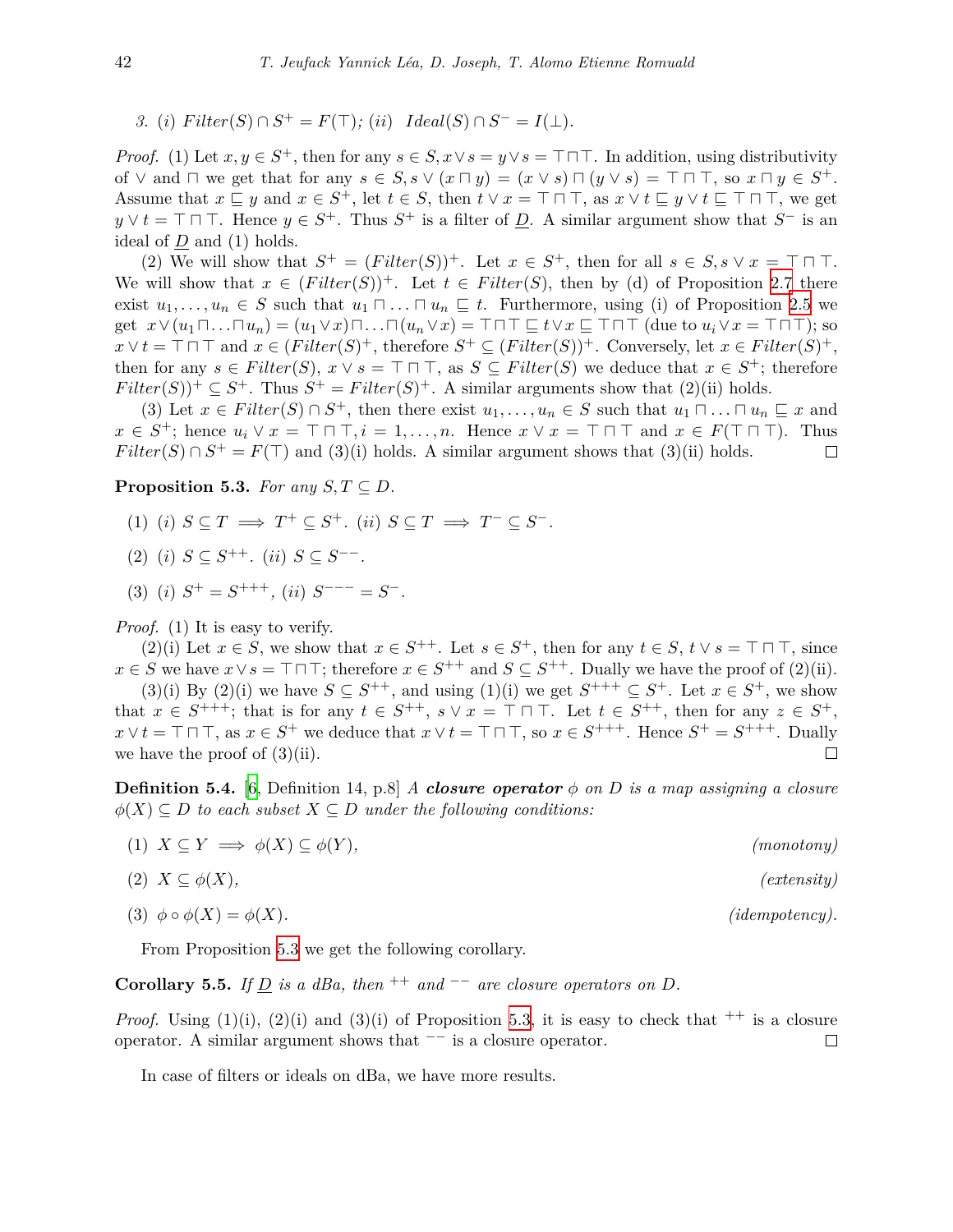3. (i) $Filter(S) \cap S^+ = F(\top)$; (ii) $Ideal(S) \cap S^- = I(\bot)$.

*Proof.* (1) Let $x, y \in S^+$, then for any $s \in S, x \vee s = y \vee s = \top \sqcap \top$. In addition, using distributivity of $\vee$ and $\sqcap$ we get that for any $s \in S, s \vee (x \sqcap y) = (x \vee s) \sqcap (y \vee s) = \top \sqcap \top$, so $x \sqcap y \in S^+$. Assume that $x \sqsubseteq y$ and $x \in S^+$, let $t \in S$, then $t \vee x = \top \sqcap \top$, as $x \vee t \sqsubseteq y \vee t \sqsubseteq \top \sqcap \top$, we get $y \vee t = \top \sqcap \top$. Hence $y \in S^+$. Thus $S^+$ is a filter of $\underline{D}$. A similar argument show that $S^-$ is an ideal of $\underline{D}$ and (1) holds.

(2) We will show that $S^+ = (Filter(S))^+$. Let $x \in S^+$, then for all $s \in S, s \vee x = \top \sqcap \top$. We will show that $x \in (Filter(S))^+$. Let $t \in Filter(S)$, then by (d) of Proposition 2.7 there exist $u_1, \ldots, u_n \in S$ such that $u_1 \sqcap \ldots \sqcap u_n \sqsubseteq t$. Furthermore, using (i) of Proposition 2.5 we get $x \vee (u_1 \sqcap \ldots \sqcap u_n) = (u_1 \vee x) \sqcap \ldots \sqcap (u_n \vee x) = \top \sqcap \top \sqsubseteq t \vee x \sqsubseteq \top \sqcap \top$ (due to $u_i \vee x = \top \sqcap \top$); so $x \vee t = \top \sqcap \top$ and $x \in (Filter(S)^+$, therefore $S^+ \subseteq (Filter(S))^+$. Conversely, let $x \in Filter(S)^+$, then for any $s \in Filter(S)$, $x \vee s = \top \sqcap \top$, as $S \subseteq Filter(S)$ we deduce that $x \in S^+$; therefore $Filter(S))^+ \subseteq S^+$. Thus $S^+ = Filter(S)^+$. A similar arguments show that (2)(ii) holds.

(3) Let $x \in Filter(S) \cap S^+$, then there exist $u_1, \ldots, u_n \in S$ such that $u_1 \sqcap \ldots \sqcap u_n \sqsubseteq x$ and $x \in S^+$; hence $u_i \vee x = \top \sqcap \top, i = 1, \ldots, n$. Hence $x \vee x = \top \sqcap \top$ and $x \in F(\top \sqcap \top)$. Thus $Filter(S) \cap S^+ = F(\top)$ and (3)(i) holds. A similar argument shows that (3)(ii) holds. □

**Proposition 5.3.** *For any $S, T \subseteq D$.*

(1) (i) $S \subseteq T \implies T^+ \subseteq S^+$. (ii) $S \subseteq T \implies T^- \subseteq S^-$.

(2) (i) $S \subseteq S^{++}$. (ii) $S \subseteq S^{--}$.

(3) (i) $S^+ = S^{+++}$, (ii) $S^{---} = S^-$.

*Proof.* (1) It is easy to verify.

(2)(i) Let $x \in S$, we show that $x \in S^{++}$. Let $s \in S^+$, then for any $t \in S$, $t \vee s = \top \sqcap \top$, since $x \in S$ we have $x \vee s = \top \sqcap \top$; therefore $x \in S^{++}$ and $S \subseteq S^{++}$. Dually we have the proof of (2)(ii).

(3)(i) By (2)(i) we have $S \subseteq S^{++}$, and using (1)(i) we get $S^{+++} \subseteq S^+$. Let $x \in S^+$, we show that $x \in S^{+++}$; that is for any $t \in S^{++}$, $s \vee x = \top \sqcap \top$. Let $t \in S^{++}$, then for any $z \in S^+$, $x \vee t = \top \sqcap \top$, as $x \in S^+$ we deduce that $x \vee t = \top \sqcap \top$, so $x \in S^{+++}$. Hence $S^+ = S^{+++}$. Dually we have the proof of (3)(ii). □

**Definition 5.4.** [6, Definition 14, p.8] *A **closure operator** $\phi$ on $D$ is a map assigning a closure $\phi(X) \subseteq D$ to each subset $X \subseteq D$ under the following conditions:*

(1) $X \subseteq Y \implies \phi(X) \subseteq \phi(Y)$, *(monotony)*

(2) $X \subseteq \phi(X)$, *(extensity)*

(3) $\phi \circ \phi(X) = \phi(X)$. *(idempotency).*

From Proposition 5.3 we get the following corollary.

**Corollary 5.5.** *If $\underline{D}$ is a dBa, then $^{++}$ and $^{--}$ are closure operators on $D$.*

*Proof.* Using (1)(i), (2)(i) and (3)(i) of Proposition 5.3, it is easy to check that $^{++}$ is a closure operator. A similar argument shows that $^{--}$ is a closure operator. □

In case of filters or ideals on dBa, we have more results.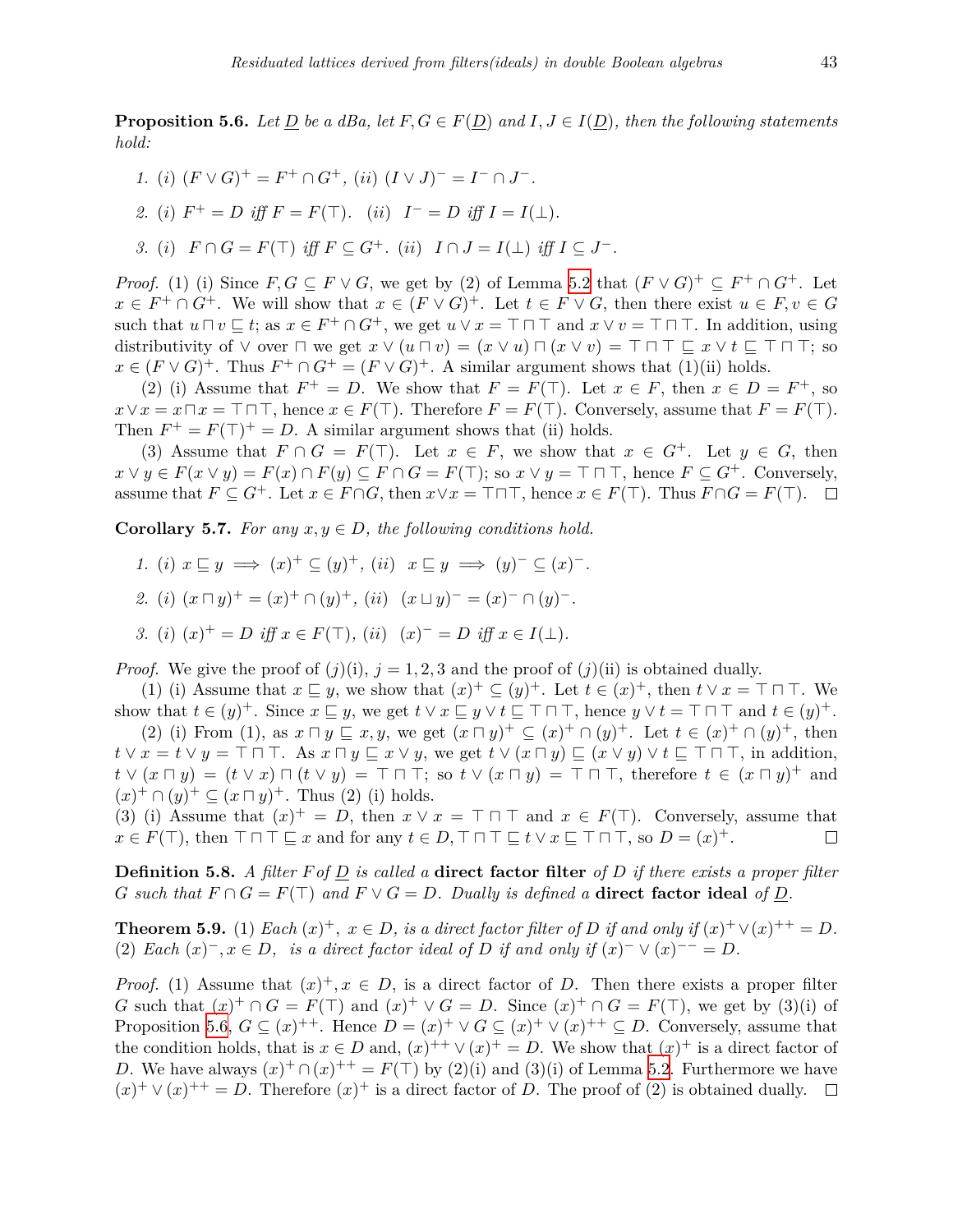**Proposition 5.6.** *Let $\underline{D}$ be a dBa, let $F, G \in F(\underline{D})$ and $I, J \in I(\underline{D})$, then the following statements hold:*

1. *(i) $(F \vee G)^+ = F^+ \cap G^+$, (ii) $(I \vee J)^- = I^- \cap J^-$.*
2. *(i) $F^+ = D$ iff $F = F(\top)$. (ii) $I^- = D$ iff $I = I(\bot)$.*
3. *(i) $F \cap G = F(\top)$ iff $F \subseteq G^+$. (ii) $I \cap J = I(\bot)$ iff $I \subseteq J^-$.*

*Proof.* (1) (i) Since $F, G \subseteq F \vee G$, we get by (2) of Lemma 5.2 that $(F \vee G)^+ \subseteq F^+ \cap G^+$. Let $x \in F^+ \cap G^+$. We will show that $x \in (F \vee G)^+$. Let $t \in F \vee G$, then there exist $u \in F, v \in G$ such that $u \sqcap v \sqsubseteq t$; as $x \in F^+ \cap G^+$, we get $u \vee x = \top \sqcap \top$ and $x \vee v = \top \sqcap \top$. In addition, using distributivity of $\vee$ over $\sqcap$ we get $x \vee (u \sqcap v) = (x \vee u) \sqcap (x \vee v) = \top \sqcap \top \sqsubseteq x \vee t \sqsubseteq \top \sqcap \top$; so $x \in (F \vee G)^+$. Thus $F^+ \cap G^+ = (F \vee G)^+$. A similar argument shows that (1)(ii) holds.

(2) (i) Assume that $F^+ = D$. We show that $F = F(\top)$. Let $x \in F$, then $x \in D = F^+$, so $x \vee x = x \sqcap x = \top \sqcap \top$, hence $x \in F(\top)$. Therefore $F = F(\top)$. Conversely, assume that $F = F(\top)$. Then $F^+ = F(\top)^+ = D$. A similar argument shows that (ii) holds.

(3) Assume that $F \cap G = F(\top)$. Let $x \in F$, we show that $x \in G^+$. Let $y \in G$, then $x \vee y \in F(x \vee y) = F(x) \cap F(y) \subseteq F \cap G = F(\top)$; so $x \vee y = \top \sqcap \top$, hence $F \subseteq G^+$. Conversely, assume that $F \subseteq G^+$. Let $x \in F \cap G$, then $x \vee x = \top \sqcap \top$, hence $x \in F(\top)$. Thus $F \cap G = F(\top)$. $\square$

**Corollary 5.7.** *For any $x, y \in D$, the following conditions hold.*

1. *(i) $x \sqsubseteq y \implies (x)^+ \subseteq (y)^+$, (ii) $x \sqsubseteq y \implies (y)^- \subseteq (x)^-$.*
2. *(i) $(x \sqcap y)^+ = (x)^+ \cap (y)^+$, (ii) $(x \sqcup y)^- = (x)^- \cap (y)^-$.*
3. *(i) $(x)^+ = D$ iff $x \in F(\top)$, (ii) $(x)^- = D$ iff $x \in I(\bot)$.*

*Proof.* We give the proof of $(j)$(i), $j = 1, 2, 3$ and the proof of $(j)$(ii) is obtained dually.

(1) (i) Assume that $x \sqsubseteq y$, we show that $(x)^+ \subseteq (y)^+$. Let $t \in (x)^+$, then $t \vee x = \top \sqcap \top$. We show that $t \in (y)^+$. Since $x \sqsubseteq y$, we get $t \vee x \sqsubseteq y \vee t \sqsubseteq \top \sqcap \top$, hence $y \vee t = \top \sqcap \top$ and $t \in (y)^+$.

(2) (i) From (1), as $x \sqcap y \sqsubseteq x, y$, we get $(x \sqcap y)^+ \subseteq (x)^+ \cap (y)^+$. Let $t \in (x)^+ \cap (y)^+$, then $t \vee x = t \vee y = \top \sqcap \top$. As $x \sqcap y \sqsubseteq x \vee y$, we get $t \vee (x \sqcap y) \sqsubseteq (x \vee y) \vee t \sqsubseteq \top \sqcap \top$, in addition, $t \vee (x \sqcap y) = (t \vee x) \sqcap (t \vee y) = \top \sqcap \top$; so $t \vee (x \sqcap y) = \top \sqcap \top$, therefore $t \in (x \sqcap y)^+$ and $(x)^+ \cap (y)^+ \subseteq (x \sqcap y)^+$. Thus (2) (i) holds.

(3) (i) Assume that $(x)^+ = D$, then $x \vee x = \top \sqcap \top$ and $x \in F(\top)$. Conversely, assume that $x \in F(\top)$, then $\top \sqcap \top \sqsubseteq x$ and for any $t \in D, \top \sqcap \top \sqsubseteq t \vee x \sqsubseteq \top \sqcap \top$, so $D = (x)^+$. $\square$

**Definition 5.8.** *A filter $F$ of $\underline{D}$ is called a* **direct factor filter** *of $D$ if there exists a proper filter $G$ such that $F \cap G = F(\top)$ and $F \vee G = D$. Dually is defined a* **direct factor ideal** *of $\underline{D}$.*

**Theorem 5.9.** (1) *Each $(x)^+$, $x \in D$, is a direct factor filter of $D$ if and only if $(x)^+ \vee (x)^{++} = D$.* (2) *Each $(x)^-, x \in D$, is a direct factor ideal of $D$ if and only if $(x)^- \vee (x)^{--} = D$.*

*Proof.* (1) Assume that $(x)^+, x \in D$, is a direct factor of $D$. Then there exists a proper filter $G$ such that $(x)^+ \cap G = F(\top)$ and $(x)^+ \vee G = D$. Since $(x)^+ \cap G = F(\top)$, we get by (3)(i) of Proposition 5.6, $G \subseteq (x)^{++}$. Hence $D = (x)^+ \vee G \subseteq (x)^+ \vee (x)^{++} \subseteq D$. Conversely, assume that the condition holds, that is $x \in D$ and, $(x)^{++} \vee (x)^+ = D$. We show that $(x)^+$ is a direct factor of $D$. We have always $(x)^+ \cap (x)^{++} = F(\top)$ by (2)(i) and (3)(i) of Lemma 5.2. Furthermore we have $(x)^+ \vee (x)^{++} = D$. Therefore $(x)^+$ is a direct factor of $D$. The proof of (2) is obtained dually. $\square$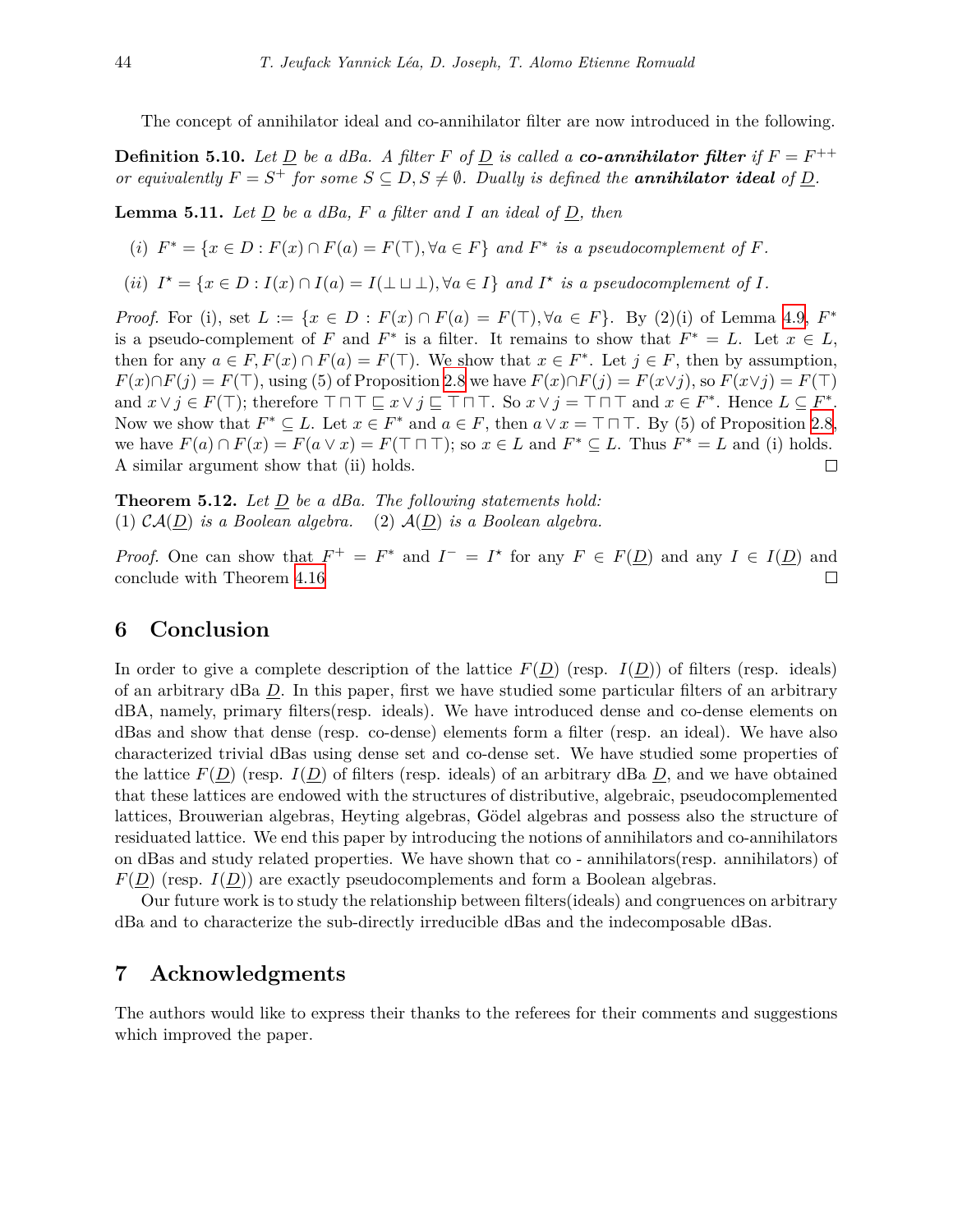The concept of annihilator ideal and co-annihilator filter are now introduced in the following.

**Definition 5.10.** *Let $\underline{D}$ be a dBa. A filter $F$ of $\underline{D}$ is called a **co-annihilator filter** if $F = F^{++}$ or equivalently $F = S^{+}$ for some $S \subseteq D, S \neq \emptyset$. Dually is defined the **annihilator ideal** of $\underline{D}$.*

**Lemma 5.11.** *Let $\underline{D}$ be a dBa, $F$ a filter and $I$ an ideal of $\underline{D}$, then*

(i) *$F^{*} = \{x \in D : F(x) \cap F(a) = F(\top), \forall a \in F\}$ and $F^{*}$ is a pseudocomplement of $F$.*

(ii) *$I^{\star} = \{x \in D : I(x) \cap I(a) = I(\bot \sqcup \bot), \forall a \in I\}$ and $I^{\star}$ is a pseudocomplement of $I$.*

*Proof.* For (i), set $L := \{x \in D : F(x) \cap F(a) = F(\top), \forall a \in F\}$. By (2)(i) of Lemma 4.9, $F^{*}$ is a pseudo-complement of $F$ and $F^{*}$ is a filter. It remains to show that $F^{*} = L$. Let $x \in L$, then for any $a \in F, F(x) \cap F(a) = F(\top)$. We show that $x \in F^{*}$. Let $j \in F$, then by assumption, $F(x) \cap F(j) = F(\top)$, using (5) of Proposition 2.8 we have $F(x) \cap F(j) = F(x \vee j)$, so $F(x \vee j) = F(\top)$ and $x \vee j \in F(\top)$; therefore $\top \sqcap \top \sqsubseteq x \vee j \sqsubseteq \top \sqcap \top$. So $x \vee j = \top \sqcap \top$ and $x \in F^{*}$. Hence $L \subseteq F^{*}$. Now we show that $F^{*} \subseteq L$. Let $x \in F^{*}$ and $a \in F$, then $a \vee x = \top \sqcap \top$. By (5) of Proposition 2.8, we have $F(a) \cap F(x) = F(a \vee x) = F(\top \sqcap \top)$; so $x \in L$ and $F^{*} \subseteq L$. Thus $F^{*} = L$ and (i) holds. A similar argument show that (ii) holds. □

**Theorem 5.12.** *Let $\underline{D}$ be a dBa. The following statements hold:*
(1) *$\mathcal{CA}(\underline{D})$ is a Boolean algebra.* (2) *$\mathcal{A}(\underline{D})$ is a Boolean algebra.*

*Proof.* One can show that $F^{+} = F^{*}$ and $I^{-} = I^{\star}$ for any $F \in F(\underline{D})$ and any $I \in I(\underline{D})$ and conclude with Theorem 4.16 □

## 6 Conclusion

In order to give a complete description of the lattice $F(\underline{D})$ (resp. $I(\underline{D})$) of filters (resp. ideals) of an arbitrary dBa $\underline{D}$. In this paper, first we have studied some particular filters of an arbitrary dBA, namely, primary filters(resp. ideals). We have introduced dense and co-dense elements on dBas and show that dense (resp. co-dense) elements form a filter (resp. an ideal). We have also characterized trivial dBas using dense set and co-dense set. We have studied some properties of the lattice $F(\underline{D})$ (resp. $I(\underline{D})$ of filters (resp. ideals) of an arbitrary dBa $\underline{D}$, and we have obtained that these lattices are endowed with the structures of distributive, algebraic, pseudocomplemented lattices, Brouwerian algebras, Heyting algebras, Gödel algebras and possess also the structure of residuated lattice. We end this paper by introducing the notions of annihilators and co-annihilators on dBas and study related properties. We have shown that co - annihilators(resp. annihilators) of $F(\underline{D})$ (resp. $I(\underline{D})$) are exactly pseudocomplements and form a Boolean algebras.

Our future work is to study the relationship between filters(ideals) and congruences on arbitrary dBa and to characterize the sub-directly irreducible dBas and the indecomposable dBas.

## 7 Acknowledgments

The authors would like to express their thanks to the referees for their comments and suggestions which improved the paper.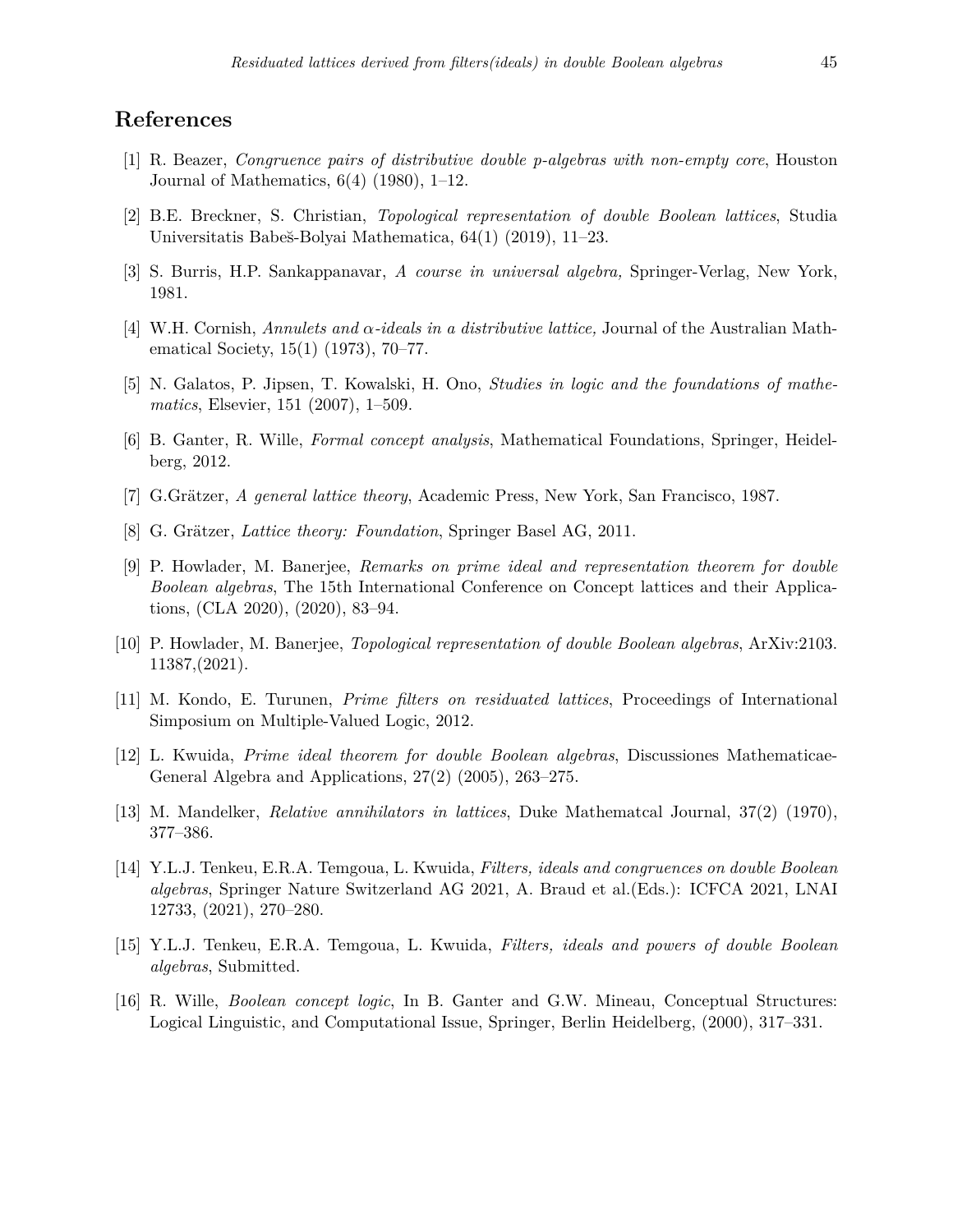## References

[1] R. Beazer, *Congruence pairs of distributive double p-algebras with non-empty core*, Houston Journal of Mathematics, 6(4) (1980), 1–12.

[2] B.E. Breckner, S. Christian, *Topological representation of double Boolean lattices*, Studia Universitatis Babeş-Bolyai Mathematica, 64(1) (2019), 11–23.

[3] S. Burris, H.P. Sankappanavar, *A course in universal algebra,* Springer-Verlag, New York, 1981.

[4] W.H. Cornish, *Annulets and $\alpha$-ideals in a distributive lattice,* Journal of the Australian Mathematical Society, 15(1) (1973), 70–77.

[5] N. Galatos, P. Jipsen, T. Kowalski, H. Ono, *Studies in logic and the foundations of mathematics*, Elsevier, 151 (2007), 1–509.

[6] B. Ganter, R. Wille, *Formal concept analysis*, Mathematical Foundations, Springer, Heidelberg, 2012.

[7] G.Grätzer, *A general lattice theory*, Academic Press, New York, San Francisco, 1987.

[8] G. Grätzer, *Lattice theory: Foundation*, Springer Basel AG, 2011.

[9] P. Howlader, M. Banerjee, *Remarks on prime ideal and representation theorem for double Boolean algebras*, The 15th International Conference on Concept lattices and their Applications, (CLA 2020), (2020), 83–94.

[10] P. Howlader, M. Banerjee, *Topological representation of double Boolean algebras*, ArXiv:2103. 11387,(2021).

[11] M. Kondo, E. Turunen, *Prime filters on residuated lattices*, Proceedings of International Simposium on Multiple-Valued Logic, 2012.

[12] L. Kwuida, *Prime ideal theorem for double Boolean algebras*, Discussiones Mathematicae-General Algebra and Applications, 27(2) (2005), 263–275.

[13] M. Mandelker, *Relative annihilators in lattices*, Duke Mathematcal Journal, 37(2) (1970), 377–386.

[14] Y.L.J. Tenkeu, E.R.A. Temgoua, L. Kwuida, *Filters, ideals and congruences on double Boolean algebras*, Springer Nature Switzerland AG 2021, A. Braud et al.(Eds.): ICFCA 2021, LNAI 12733, (2021), 270–280.

[15] Y.L.J. Tenkeu, E.R.A. Temgoua, L. Kwuida, *Filters, ideals and powers of double Boolean algebras*, Submitted.

[16] R. Wille, *Boolean concept logic*, In B. Ganter and G.W. Mineau, Conceptual Structures: Logical Linguistic, and Computational Issue, Springer, Berlin Heidelberg, (2000), 317–331.